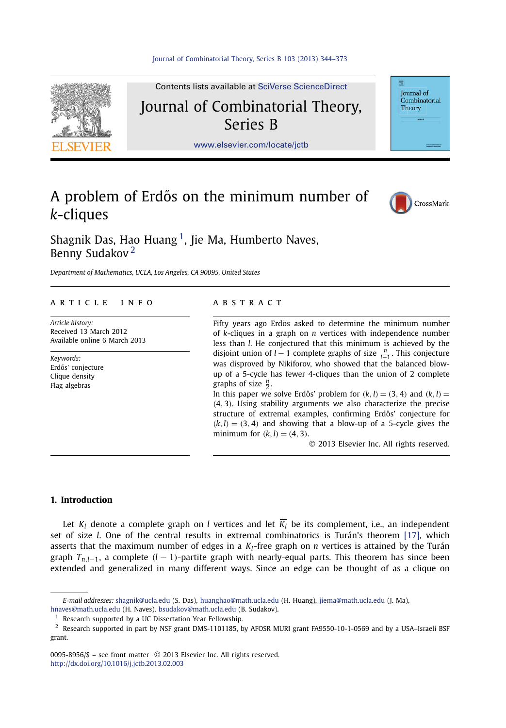# A problem of Erdős on the minimum number of $k$-cliques

Shagnik Das, Hao Huang [1], Jie Ma, Humberto Naves, Benny Sudakov [2]

*Department of Mathematics, UCLA, Los Angeles, CA 90095, United States*

## ARTICLE INFO

*Article history:*
Received 13 March 2012
Available online 6 March 2013

*Keywords:*
Erdős' conjecture
Clique density
Flag algebras

## ABSTRACT

Fifty years ago Erdős asked to determine the minimum number of $k$-cliques in a graph on $n$ vertices with independence number less than $l$. He conjectured that this minimum is achieved by the disjoint union of $l-1$ complete graphs of size $\frac{n}{l-1}$. This conjecture was disproved by Nikiforov, who showed that the balanced blow-up of a 5-cycle has fewer 4-cliques than the union of 2 complete graphs of size $\frac{n}{2}$.

In this paper we solve Erdős' problem for $(k,l)=(3,4)$ and $(k,l)=(4,3)$. Using stability arguments we also characterize the precise structure of extremal examples, confirming Erdős' conjecture for $(k,l)=(3,4)$ and showing that a blow-up of a 5-cycle gives the minimum for $(k,l)=(4,3)$.

© 2013 Elsevier Inc. All rights reserved.

## 1. Introduction

Let $K_l$ denote a complete graph on $l$ vertices and let $\overline{K_l}$ be its complement, i.e., an independent set of size $l$. One of the central results in extremal combinatorics is Turán's theorem [17], which asserts that the maximum number of edges in a $K_l$-free graph on $n$ vertices is attained by the Turán graph $T_{n,l-1}$, a complete $(l-1)$-partite graph with nearly-equal parts. This theorem has since been extended and generalized in many different ways. Since an edge can be thought of as a clique on

*E-mail addresses:* shagnik@ucla.edu (S. Das), huanghao@math.ucla.edu (H. Huang), jiema@math.ucla.edu (J. Ma), hnaves@math.ucla.edu (H. Naves), bsudakov@math.ucla.edu (B. Sudakov).

[1] Research supported by a UC Dissertation Year Fellowship.

[2] Research supported in part by NSF grant DMS-1101185, by AFOSR MURI grant FA9550-10-1-0569 and by a USA–Israeli BSF grant.

0095-8956/$ – see front matter © 2013 Elsevier Inc. All rights reserved.
http://dx.doi.org/10.1016/j.jctb.2013.02.003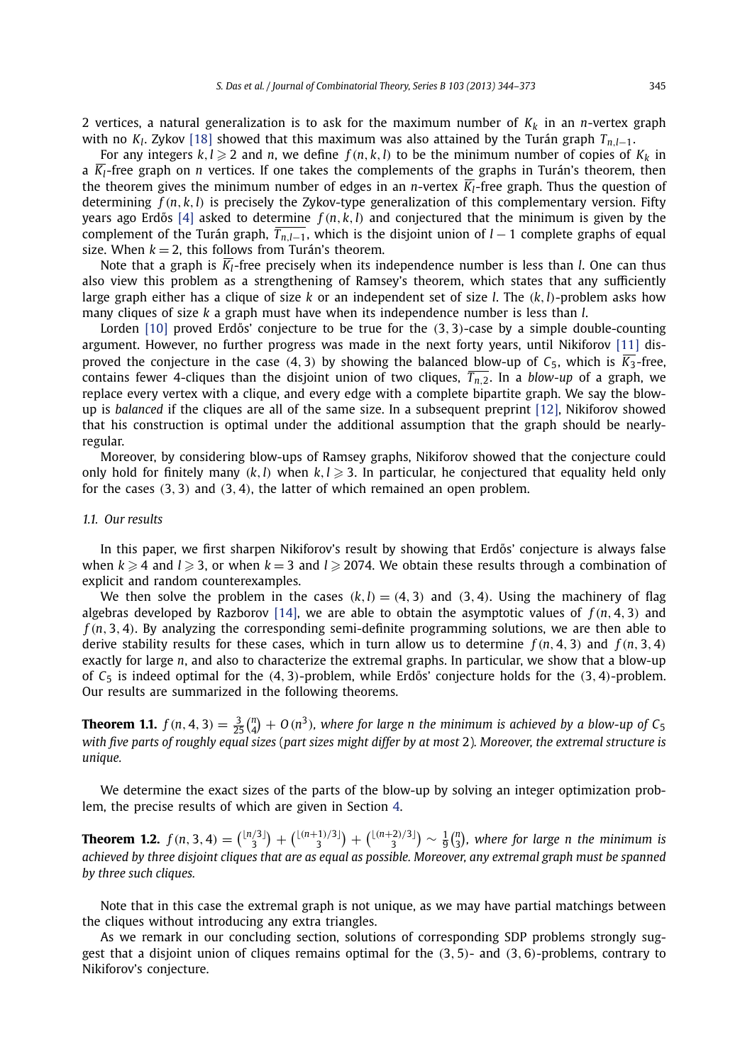2 vertices, a natural generalization is to ask for the maximum number of $K_k$ in an $n$-vertex graph with no $K_l$. Zykov [18] showed that this maximum was also attained by the Turán graph $T_{n,l-1}$.

For any integers $k, l \geqslant 2$ and $n$, we define $f(n,k,l)$ to be the minimum number of copies of $K_k$ in a $\overline{K_l}$-free graph on $n$ vertices. If one takes the complements of the graphs in Turán's theorem, then the theorem gives the minimum number of edges in an $n$-vertex $\overline{K_l}$-free graph. Thus the question of determining $f(n,k,l)$ is precisely the Zykov-type generalization of this complementary version. Fifty years ago Erdős [4] asked to determine $f(n,k,l)$ and conjectured that the minimum is given by the complement of the Turán graph, $\overline{T_{n,l-1}}$, which is the disjoint union of $l-1$ complete graphs of equal size. When $k=2$, this follows from Turán's theorem.

Note that a graph is $\overline{K_l}$-free precisely when its independence number is less than $l$. One can thus also view this problem as a strengthening of Ramsey's theorem, which states that any sufficiently large graph either has a clique of size $k$ or an independent set of size $l$. The $(k,l)$-problem asks how many cliques of size $k$ a graph must have when its independence number is less than $l$.

Lorden [10] proved Erdős' conjecture to be true for the $(3,3)$-case by a simple double-counting argument. However, no further progress was made in the next forty years, until Nikiforov [11] disproved the conjecture in the case $(4,3)$ by showing the balanced blow-up of $C_5$, which is $\overline{K_3}$-free, contains fewer 4-cliques than the disjoint union of two cliques, $\overline{T_{n,2}}$. In a *blow-up* of a graph, we replace every vertex with a clique, and every edge with a complete bipartite graph. We say the blow-up is *balanced* if the cliques are all of the same size. In a subsequent preprint [12], Nikiforov showed that his construction is optimal under the additional assumption that the graph should be nearly-regular.

Moreover, by considering blow-ups of Ramsey graphs, Nikiforov showed that the conjecture could only hold for finitely many $(k,l)$ when $k,l \geqslant 3$. In particular, he conjectured that equality held only for the cases $(3,3)$ and $(3,4)$, the latter of which remained an open problem.

### 1.1. Our results

In this paper, we first sharpen Nikiforov's result by showing that Erdős' conjecture is always false when $k \geqslant 4$ and $l \geqslant 3$, or when $k=3$ and $l \geqslant 2074$. We obtain these results through a combination of explicit and random counterexamples.

We then solve the problem in the cases $(k,l)=(4,3)$ and $(3,4)$. Using the machinery of flag algebras developed by Razborov [14], we are able to obtain the asymptotic values of $f(n,4,3)$ and $f(n,3,4)$. By analyzing the corresponding semi-definite programming solutions, we are then able to derive stability results for these cases, which in turn allow us to determine $f(n,4,3)$ and $f(n,3,4)$ exactly for large $n$, and also to characterize the extremal graphs. In particular, we show that a blow-up of $C_5$ is indeed optimal for the $(4,3)$-problem, while Erdős' conjecture holds for the $(3,4)$-problem. Our results are summarized in the following theorems.

**Theorem 1.1.** $f(n,4,3) = \frac{3}{25}\binom{n}{4} + O(n^3)$*, where for large n the minimum is achieved by a blow-up of* $C_5$ *with five parts of roughly equal sizes (part sizes might differ by at most 2). Moreover, the extremal structure is unique.*

We determine the exact sizes of the parts of the blow-up by solving an integer optimization problem, the precise results of which are given in Section 4.

**Theorem 1.2.** $f(n,3,4) = \binom{\lfloor n/3 \rfloor}{3} + \binom{\lfloor (n+1)/3 \rfloor}{3} + \binom{\lfloor (n+2)/3 \rfloor}{3} \sim \frac{1}{9}\binom{n}{3}$*, where for large n the minimum is achieved by three disjoint cliques that are as equal as possible. Moreover, any extremal graph must be spanned by three such cliques.*

Note that in this case the extremal graph is not unique, as we may have partial matchings between the cliques without introducing any extra triangles.

As we remark in our concluding section, solutions of corresponding SDP problems strongly suggest that a disjoint union of cliques remains optimal for the $(3,5)$- and $(3,6)$-problems, contrary to Nikiforov's conjecture.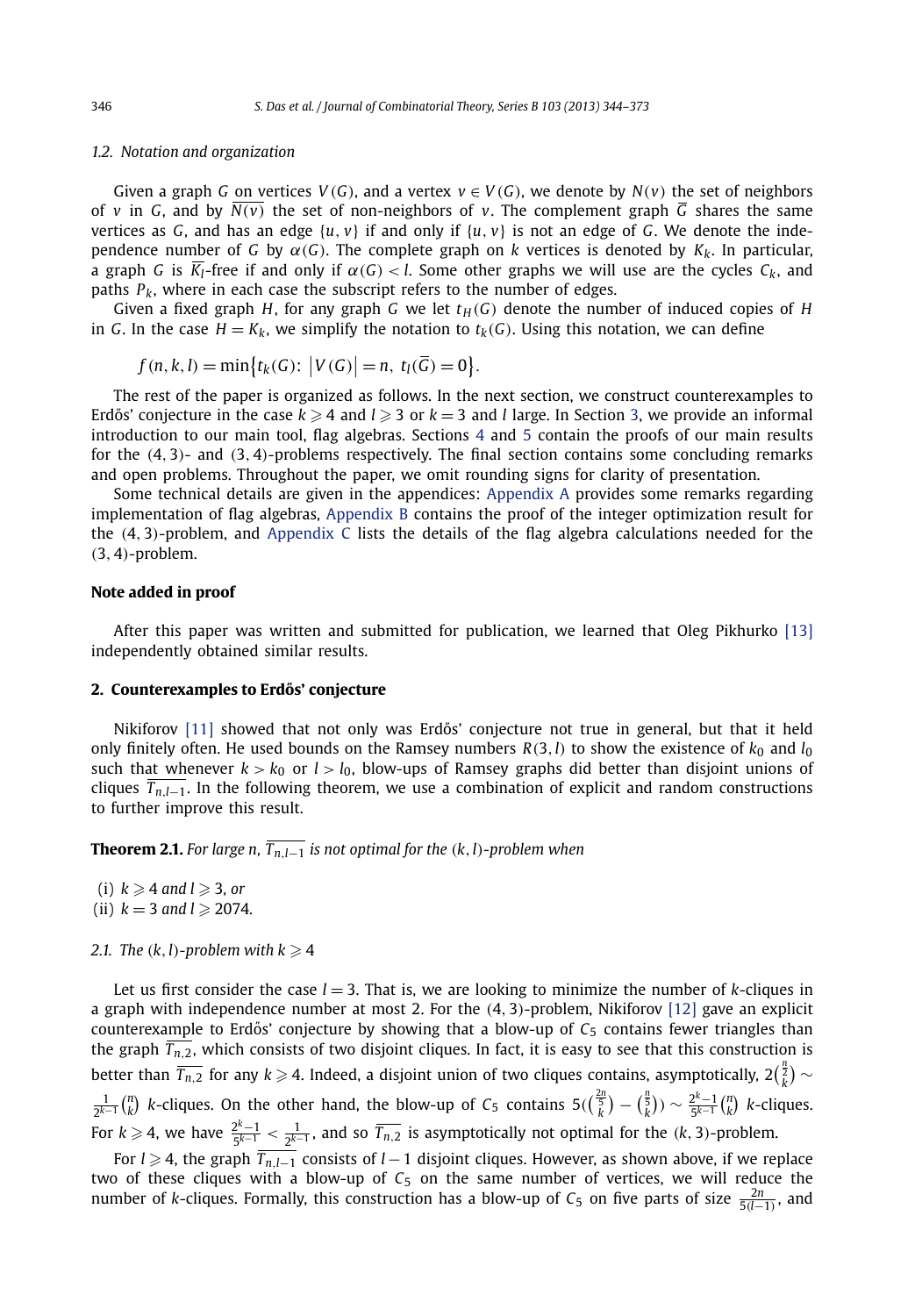### 1.2. Notation and organization

Given a graph $G$ on vertices $V(G)$, and a vertex $v \in V(G)$, we denote by $N(v)$ the set of neighbors of $v$ in $G$, and by $\overline{N(v)}$ the set of non-neighbors of $v$. The complement graph $\overline{G}$ shares the same vertices as $G$, and has an edge $\{u, v\}$ if and only if $\{u, v\}$ is not an edge of $G$. We denote the independence number of $G$ by $\alpha(G)$. The complete graph on $k$ vertices is denoted by $K_k$. In particular, a graph $G$ is $\overline{K_l}$-free if and only if $\alpha(G) < l$. Some other graphs we will use are the cycles $C_k$, and paths $P_k$, where in each case the subscript refers to the number of edges.

Given a fixed graph $H$, for any graph $G$ we let $t_H(G)$ denote the number of induced copies of $H$ in $G$. In the case $H = K_k$, we simplify the notation to $t_k(G)$. Using this notation, we can define

$$f(n, k, l) = \min\{t_k(G): |V(G)| = n, \ t_l(\overline{G}) = 0\}.$$

The rest of the paper is organized as follows. In the next section, we construct counterexamples to Erdős' conjecture in the case $k \geqslant 4$ and $l \geqslant 3$ or $k = 3$ and $l$ large. In Section 3, we provide an informal introduction to our main tool, flag algebras. Sections 4 and 5 contain the proofs of our main results for the $(4, 3)$- and $(3, 4)$-problems respectively. The final section contains some concluding remarks and open problems. Throughout the paper, we omit rounding signs for clarity of presentation.

Some technical details are given in the appendices: Appendix A provides some remarks regarding implementation of flag algebras, Appendix B contains the proof of the integer optimization result for the $(4, 3)$-problem, and Appendix C lists the details of the flag algebra calculations needed for the $(3, 4)$-problem.

#### Note added in proof

After this paper was written and submitted for publication, we learned that Oleg Pikhurko [13] independently obtained similar results.

## 2. Counterexamples to Erdős' conjecture

Nikiforov [11] showed that not only was Erdős' conjecture not true in general, but that it held only finitely often. He used bounds on the Ramsey numbers $R(3, l)$ to show the existence of $k_0$ and $l_0$ such that whenever $k > k_0$ or $l > l_0$, blow-ups of Ramsey graphs did better than disjoint unions of cliques $\overline{T_{n,l-1}}$. In the following theorem, we use a combination of explicit and random constructions to further improve this result.

**Theorem 2.1.** *For large $n$, $\overline{T_{n,l-1}}$ is not optimal for the $(k, l)$-problem when*

(i) *$k \geqslant 4$ and $l \geqslant 3$, or*
(ii) *$k = 3$ and $l \geqslant 2074$.*

### 2.1. The $(k, l)$-problem with $k \geqslant 4$

Let us first consider the case $l = 3$. That is, we are looking to minimize the number of $k$-cliques in a graph with independence number at most 2. For the $(4, 3)$-problem, Nikiforov [12] gave an explicit counterexample to Erdős' conjecture by showing that a blow-up of $C_5$ contains fewer triangles than the graph $\overline{T_{n,2}}$, which consists of two disjoint cliques. In fact, it is easy to see that this construction is better than $\overline{T_{n,2}}$ for any $k \geqslant 4$. Indeed, a disjoint union of two cliques contains, asymptotically, $2\binom{\frac{n}{2}}{k} \sim \frac{1}{2^{k-1}}\binom{n}{k}$ $k$-cliques. On the other hand, the blow-up of $C_5$ contains $5(\binom{\frac{2n}{5}}{k} - \binom{\frac{n}{5}}{k}) \sim \frac{2^k-1}{5^{k-1}}\binom{n}{k}$ $k$-cliques. For $k \geqslant 4$, we have $\frac{2^k-1}{5^{k-1}} < \frac{1}{2^{k-1}}$, and so $\overline{T_{n,2}}$ is asymptotically not optimal for the $(k, 3)$-problem.

For $l \geqslant 4$, the graph $\overline{T_{n,l-1}}$ consists of $l - 1$ disjoint cliques. However, as shown above, if we replace two of these cliques with a blow-up of $C_5$ on the same number of vertices, we will reduce the number of $k$-cliques. Formally, this construction has a blow-up of $C_5$ on five parts of size $\frac{2n}{5(l-1)}$, and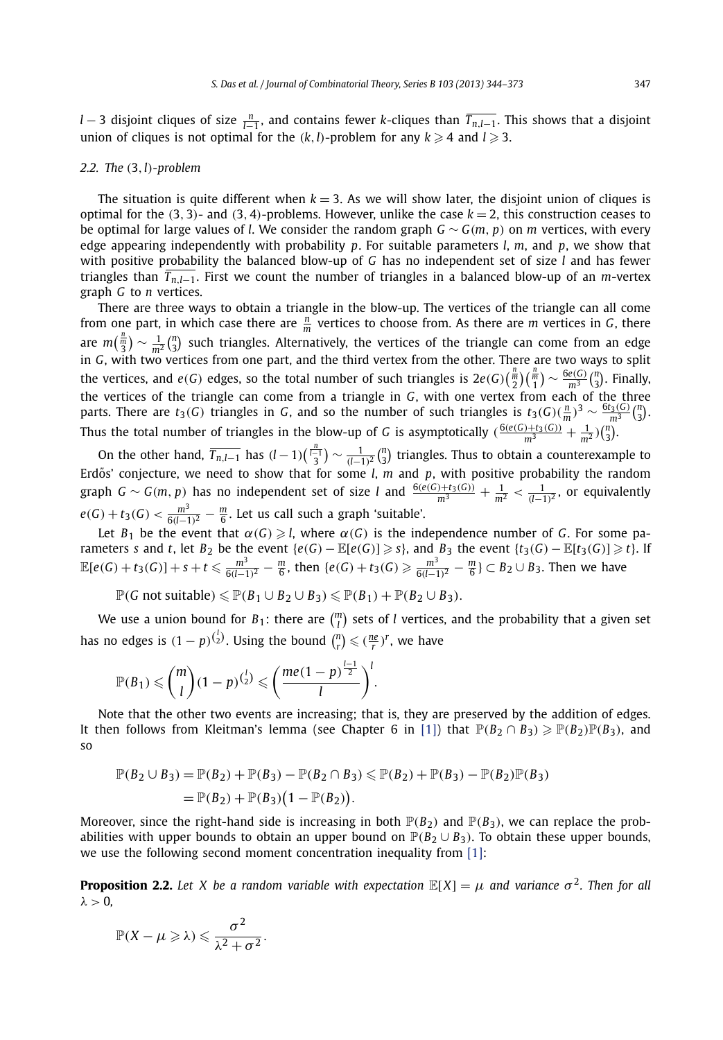$l-3$ disjoint cliques of size $\frac{n}{l-1}$, and contains fewer $k$-cliques than $\overline{T_{n,l-1}}$. This shows that a disjoint union of cliques is not optimal for the $(k,l)$-problem for any $k \geqslant 4$ and $l \geqslant 3$.

### 2.2. The $(3,l)$-problem

The situation is quite different when $k=3$. As we will show later, the disjoint union of cliques is optimal for the $(3,3)$- and $(3,4)$-problems. However, unlike the case $k=2$, this construction ceases to be optimal for large values of $l$. We consider the random graph $G \sim G(m,p)$ on $m$ vertices, with every edge appearing independently with probability $p$. For suitable parameters $l$, $m$, and $p$, we show that with positive probability the balanced blow-up of $G$ has no independent set of size $l$ and has fewer triangles than $\overline{T_{n,l-1}}$. First we count the number of triangles in a balanced blow-up of an $m$-vertex graph $G$ to $n$ vertices.

There are three ways to obtain a triangle in the blow-up. The vertices of the triangle can all come from one part, in which case there are $\frac{n}{m}$ vertices to choose from. As there are $m$ vertices in $G$, there are $m\binom{\frac{n}{m}}{3} \sim \frac{1}{m^2}\binom{n}{3}$ such triangles. Alternatively, the vertices of the triangle can come from an edge in $G$, with two vertices from one part, and the third vertex from the other. There are two ways to split the vertices, and $e(G)$ edges, so the total number of such triangles is $2e(G)\binom{\frac{n}{m}}{2}\binom{\frac{n}{m}}{1} \sim \frac{6e(G)}{m^3}\binom{n}{3}$. Finally, the vertices of the triangle can come from a triangle in $G$, with one vertex from each of the three parts. There are $t_3(G)$ triangles in $G$, and so the number of such triangles is $t_3(G)(\frac{n}{m})^3 \sim \frac{6t_3(G)}{m^3}\binom{n}{3}$. Thus the total number of triangles in the blow-up of $G$ is asymptotically $(\frac{6(e(G)+t_3(G))}{m^3} + \frac{1}{m^2})\binom{n}{3}$.

On the other hand, $\overline{T_{n,l-1}}$ has $(l-1)\binom{\frac{n}{l-1}}{3} \sim \frac{1}{(l-1)^2}\binom{n}{3}$ triangles. Thus to obtain a counterexample to Erdős' conjecture, we need to show that for some $l$, $m$ and $p$, with positive probability the random graph $G \sim G(m,p)$ has no independent set of size $l$ and $\frac{6(e(G)+t_3(G))}{m^3} + \frac{1}{m^2} < \frac{1}{(l-1)^2}$, or equivalently $e(G)+t_3(G) < \frac{m^3}{6(l-1)^2} - \frac{m}{6}$. Let us call such a graph 'suitable'.

Let $B_1$ be the event that $\alpha(G) \geqslant l$, where $\alpha(G)$ is the independence number of $G$. For some parameters $s$ and $t$, let $B_2$ be the event $\{e(G) - \mathbb{E}[e(G)] \geqslant s\}$, and $B_3$ the event $\{t_3(G) - \mathbb{E}[t_3(G)] \geqslant t\}$. If $\mathbb{E}[e(G)+t_3(G)] + s + t \leqslant \frac{m^3}{6(l-1)^2} - \frac{m}{6}$, then $\{e(G)+t_3(G) \geqslant \frac{m^3}{6(l-1)^2} - \frac{m}{6}\} \subset B_2 \cup B_3$. Then we have

$$\mathbb{P}(G \text{ not suitable}) \leqslant \mathbb{P}(B_1 \cup B_2 \cup B_3) \leqslant \mathbb{P}(B_1) + \mathbb{P}(B_2 \cup B_3).$$

We use a union bound for $B_1$: there are $\binom{m}{l}$ sets of $l$ vertices, and the probability that a given set has no edges is $(1-p)^{\binom{l}{2}}$. Using the bound $\binom{n}{r} \leqslant (\frac{ne}{r})^r$, we have

$$\mathbb{P}(B_1) \leqslant \binom{m}{l}(1-p)^{\binom{l}{2}} \leqslant \left(\frac{me(1-p)^{\frac{l-1}{2}}}{l}\right)^l.$$

Note that the other two events are increasing; that is, they are preserved by the addition of edges. It then follows from Kleitman's lemma (see Chapter 6 in [1]) that $\mathbb{P}(B_2 \cap B_3) \geqslant \mathbb{P}(B_2)\mathbb{P}(B_3)$, and so

$$\begin{aligned}
\mathbb{P}(B_2 \cup B_3) &= \mathbb{P}(B_2) + \mathbb{P}(B_3) - \mathbb{P}(B_2 \cap B_3) \leqslant \mathbb{P}(B_2) + \mathbb{P}(B_3) - \mathbb{P}(B_2)\mathbb{P}(B_3) \\
&= \mathbb{P}(B_2) + \mathbb{P}(B_3)\bigl(1 - \mathbb{P}(B_2)\bigr).
\end{aligned}$$

Moreover, since the right-hand side is increasing in both $\mathbb{P}(B_2)$ and $\mathbb{P}(B_3)$, we can replace the probabilities with upper bounds to obtain an upper bound on $\mathbb{P}(B_2 \cup B_3)$. To obtain these upper bounds, we use the following second moment concentration inequality from [1]:

**Proposition 2.2.** *Let $X$ be a random variable with expectation $\mathbb{E}[X] = \mu$ and variance $\sigma^2$. Then for all $\lambda > 0$,*

$$\mathbb{P}(X - \mu \geqslant \lambda) \leqslant \frac{\sigma^2}{\lambda^2 + \sigma^2}.$$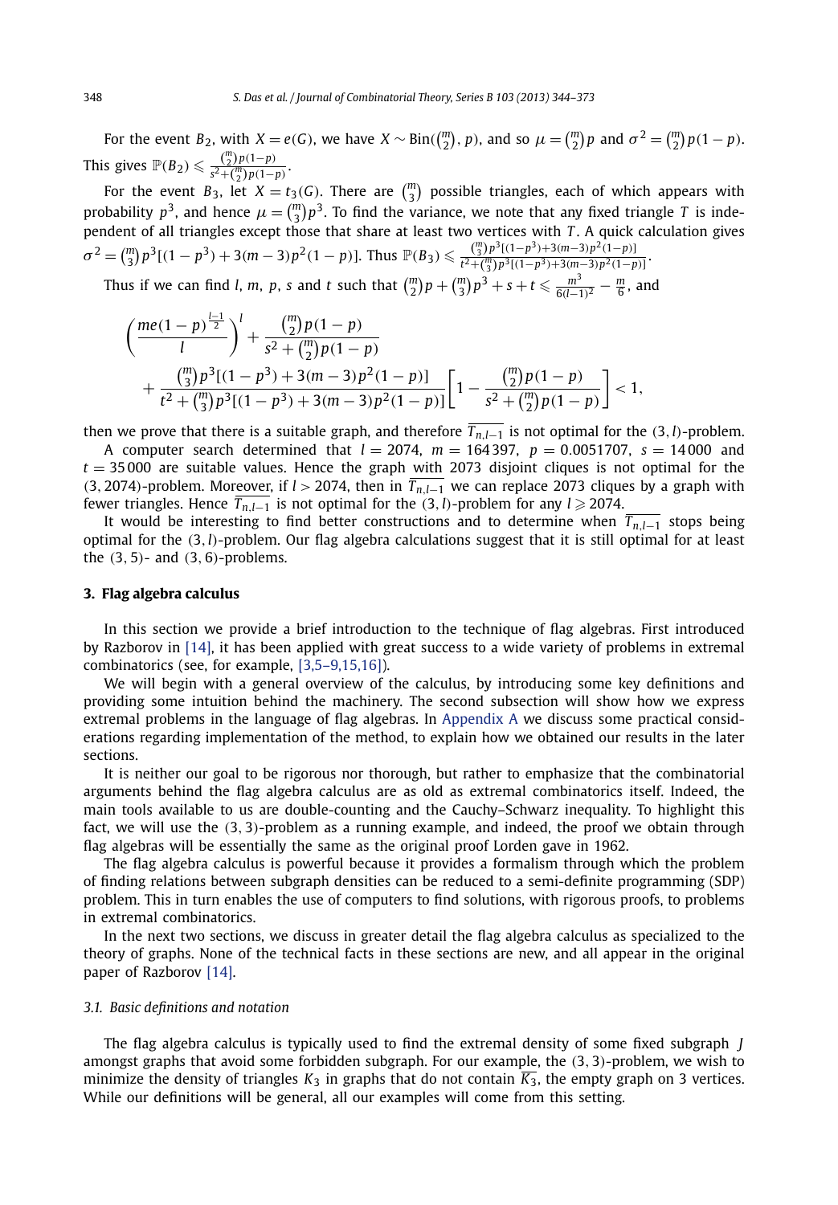For the event $B_2$, with $X = e(G)$, we have $X \sim \text{Bin}(\binom{m}{2}, p)$, and so $\mu = \binom{m}{2}p$ and $\sigma^2 = \binom{m}{2}p(1-p)$. This gives $\mathbb{P}(B_2) \leqslant \frac{\binom{m}{2}p(1-p)}{s^2+\binom{m}{2}p(1-p)}$.

For the event $B_3$, let $X = t_3(G)$. There are $\binom{m}{3}$ possible triangles, each of which appears with probability $p^3$, and hence $\mu = \binom{m}{3}p^3$. To find the variance, we note that any fixed triangle $T$ is independent of all triangles except those that share at least two vertices with $T$. A quick calculation gives $\sigma^2 = \binom{m}{3}p^3[(1-p^3) + 3(m-3)p^2(1-p)]$. Thus $\mathbb{P}(B_3) \leqslant \frac{\binom{m}{3}p^3[(1-p^3)+3(m-3)p^2(1-p)]}{t^2+\binom{m}{3}p^3[(1-p^3)+3(m-3)p^2(1-p)]}$.

Thus if we can find $l$, $m$, $p$, $s$ and $t$ such that $\binom{m}{2}p + \binom{m}{3}p^3 + s + t \leqslant \frac{m^3}{6(l-1)^2} - \frac{m}{6}$, and

$$\left(\frac{me(1-p)^{\frac{l-1}{2}}}{l}\right)^l + \frac{\binom{m}{2}p(1-p)}{s^2+\binom{m}{2}p(1-p)} + \frac{\binom{m}{3}p^3[(1-p^3)+3(m-3)p^2(1-p)]}{t^2+\binom{m}{3}p^3[(1-p^3)+3(m-3)p^2(1-p)]}\left[1 - \frac{\binom{m}{2}p(1-p)}{s^2+\binom{m}{2}p(1-p)}\right] < 1,$$

then we prove that there is a suitable graph, and therefore $\overline{T_{n,l-1}}$ is not optimal for the $(3,l)$-problem.

A computer search determined that $l = 2074$, $m = 164\,397$, $p = 0.0051707$, $s = 14\,000$ and $t = 35\,000$ are suitable values. Hence the graph with 2073 disjoint cliques is not optimal for the $(3, 2074)$-problem. Moreover, if $l > 2074$, then in $\overline{T_{n,l-1}}$ we can replace 2073 cliques by a graph with fewer triangles. Hence $\overline{T_{n,l-1}}$ is not optimal for the $(3,l)$-problem for any $l \geqslant 2074$.

It would be interesting to find better constructions and to determine when $\overline{T_{n,l-1}}$ stops being optimal for the $(3,l)$-problem. Our flag algebra calculations suggest that it is still optimal for at least the $(3,5)$- and $(3,6)$-problems.

## 3. Flag algebra calculus

In this section we provide a brief introduction to the technique of flag algebras. First introduced by Razborov in [14], it has been applied with great success to a wide variety of problems in extremal combinatorics (see, for example, [3,5–9,15,16]).

We will begin with a general overview of the calculus, by introducing some key definitions and providing some intuition behind the machinery. The second subsection will show how we express extremal problems in the language of flag algebras. In Appendix A we discuss some practical considerations regarding implementation of the method, to explain how we obtained our results in the later sections.

It is neither our goal to be rigorous nor thorough, but rather to emphasize that the combinatorial arguments behind the flag algebra calculus are as old as extremal combinatorics itself. Indeed, the main tools available to us are double-counting and the Cauchy–Schwarz inequality. To highlight this fact, we will use the $(3,3)$-problem as a running example, and indeed, the proof we obtain through flag algebras will be essentially the same as the original proof Lorden gave in 1962.

The flag algebra calculus is powerful because it provides a formalism through which the problem of finding relations between subgraph densities can be reduced to a semi-definite programming (SDP) problem. This in turn enables the use of computers to find solutions, with rigorous proofs, to problems in extremal combinatorics.

In the next two sections, we discuss in greater detail the flag algebra calculus as specialized to the theory of graphs. None of the technical facts in these sections are new, and all appear in the original paper of Razborov [14].

### 3.1. Basic definitions and notation

The flag algebra calculus is typically used to find the extremal density of some fixed subgraph $J$ amongst graphs that avoid some forbidden subgraph. For our example, the $(3,3)$-problem, we wish to minimize the density of triangles $K_3$ in graphs that do not contain $\overline{K_3}$, the empty graph on 3 vertices. While our definitions will be general, all our examples will come from this setting.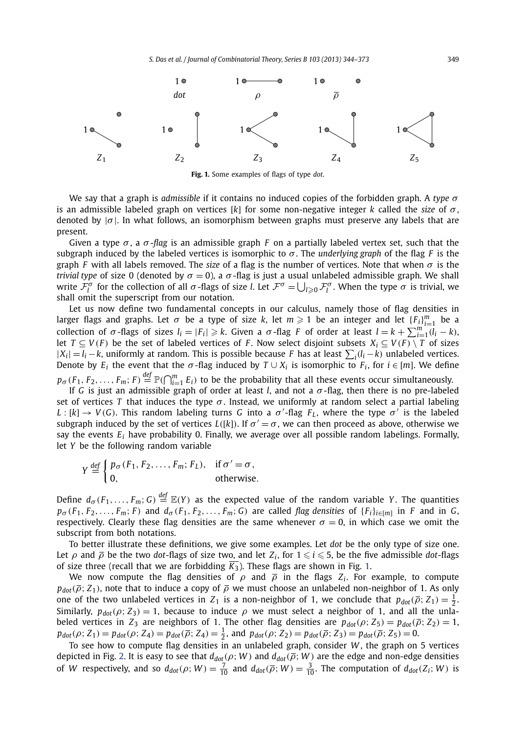Fig. 1. Some examples of flags of type *dot*.

We say that a graph is *admissible* if it contains no induced copies of the forbidden graph. A *type* $\sigma$ is an admissible labeled graph on vertices $[k]$ for some non-negative integer $k$ called the *size* of $\sigma$, denoted by $|\sigma|$. In what follows, an isomorphism between graphs must preserve any labels that are present.

Given a type $\sigma$, a $\sigma$*-flag* is an admissible graph $F$ on a partially labeled vertex set, such that the subgraph induced by the labeled vertices is isomorphic to $\sigma$. The *underlying graph* of the flag $F$ is the graph $F$ with all labels removed. The *size* of a flag is the number of vertices. Note that when $\sigma$ is the *trivial type* of size 0 (denoted by $\sigma = 0$), a $\sigma$-flag is just a usual unlabeled admissible graph. We shall write $\mathcal{F}_l^\sigma$ for the collection of all $\sigma$-flags of size $l$. Let $\mathcal{F}^\sigma = \bigcup_{l \geqslant 0} \mathcal{F}_l^\sigma$. When the type $\sigma$ is trivial, we shall omit the superscript from our notation.

Let us now define two fundamental concepts in our calculus, namely those of flag densities in larger flags and graphs. Let $\sigma$ be a type of size $k$, let $m \geqslant 1$ be an integer and let $\{F_i\}_{i=1}^m$ be a collection of $\sigma$-flags of sizes $l_i = |F_i| \geqslant k$. Given a $\sigma$-flag $F$ of order at least $l = k + \sum_{i=1}^m (l_i - k)$, let $T \subseteq V(F)$ be the set of labeled vertices of $F$. Now select disjoint subsets $X_i \subseteq V(F) \setminus T$ of sizes $|X_i| = l_i - k$, uniformly at random. This is possible because $F$ has at least $\sum_i (l_i - k)$ unlabeled vertices. Denote by $E_i$ the event that the $\sigma$-flag induced by $T \cup X_i$ is isomorphic to $F_i$, for $i \in [m]$. We define $p_\sigma(F_1, F_2, \ldots, F_m; F) \stackrel{def}{=} \mathbb{P}(\bigcap_{i=1}^m E_i)$ to be the probability that all these events occur simultaneously.

If $G$ is just an admissible graph of order at least $l$, and not a $\sigma$-flag, then there is no pre-labeled set of vertices $T$ that induces the type $\sigma$. Instead, we uniformly at random select a partial labeling $L : [k] \to V(G)$. This random labeling turns $G$ into a $\sigma'$-flag $F_L$, where the type $\sigma'$ is the labeled subgraph induced by the set of vertices $L([k])$. If $\sigma' = \sigma$, we can then proceed as above, otherwise we say the events $E_i$ have probability 0. Finally, we average over all possible random labelings. Formally, let $Y$ be the following random variable

$$Y \stackrel{def}{=} \begin{cases} p_\sigma(F_1, F_2, \ldots, F_m; F_L), & \text{if } \sigma' = \sigma, \\ 0, & \text{otherwise}. \end{cases}$$

Define $d_\sigma(F_1, \ldots, F_m; G) \stackrel{def}{=} \mathbb{E}(Y)$ as the expected value of the random variable $Y$. The quantities $p_\sigma(F_1, F_2, \ldots, F_m; F)$ and $d_\sigma(F_1, F_2, \ldots, F_m; G)$ are called *flag densities* of $\{F_i\}_{i \in [m]}$ in $F$ and in $G$, respectively. Clearly these flag densities are the same whenever $\sigma = 0$, in which case we omit the subscript from both notations.

To better illustrate these definitions, we give some examples. Let *dot* be the only type of size one. Let $\rho$ and $\overline{\rho}$ be the two *dot*-flags of size two, and let $Z_i$, for $1 \leqslant i \leqslant 5$, be the five admissible *dot*-flags of size three (recall that we are forbidding $\overline{K_3}$). These flags are shown in Fig. 1.

We now compute the flag densities of $\rho$ and $\overline{\rho}$ in the flags $Z_i$. For example, to compute $p_{dot}(\overline{\rho}; Z_1)$, note that to induce a copy of $\overline{\rho}$ we must choose an unlabeled non-neighbor of 1. As only one of the two unlabeled vertices in $Z_1$ is a non-neighbor of 1, we conclude that $p_{dot}(\overline{\rho}; Z_1) = \frac{1}{2}$. Similarly, $p_{dot}(\rho; Z_3) = 1$, because to induce $\rho$ we must select a neighbor of 1, and all the unlabeled vertices in $Z_3$ are neighbors of 1. The other flag densities are $p_{dot}(\rho; Z_5) = p_{dot}(\overline{\rho}; Z_2) = 1$, $p_{dot}(\rho; Z_1) = p_{dot}(\rho; Z_4) = p_{dot}(\overline{\rho}; Z_4) = \frac{1}{2}$, and $p_{dot}(\rho; Z_2) = p_{dot}(\overline{\rho}; Z_3) = p_{dot}(\overline{\rho}; Z_5) = 0$.

To see how to compute flag densities in an unlabeled graph, consider $W$, the graph on 5 vertices depicted in Fig. 2. It is easy to see that $d_{dot}(\rho; W)$ and $d_{dot}(\overline{\rho}; W)$ are the edge and non-edge densities of $W$ respectively, and so $d_{dot}(\rho; W) = \frac{7}{10}$ and $d_{dot}(\overline{\rho}; W) = \frac{3}{10}$. The computation of $d_{dot}(Z_i; W)$ is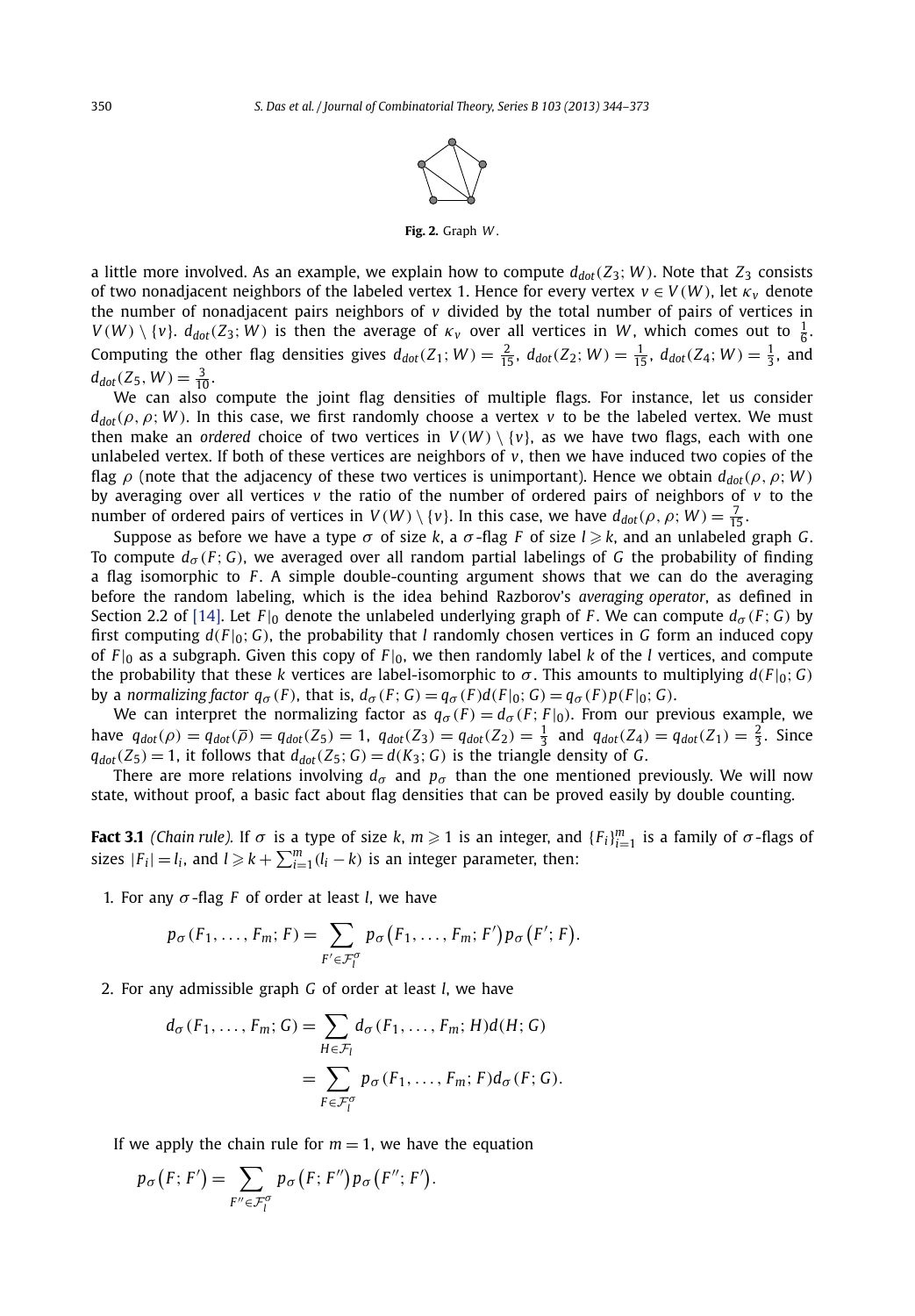**Fig. 2.** Graph $W$.

a little more involved. As an example, we explain how to compute $d_{dot}(Z_3; W)$. Note that $Z_3$ consists of two nonadjacent neighbors of the labeled vertex 1. Hence for every vertex $v \in V(W)$, let $\kappa_v$ denote the number of nonadjacent pairs neighbors of $v$ divided by the total number of pairs of vertices in $V(W) \setminus \{v\}$. $d_{dot}(Z_3; W)$ is then the average of $\kappa_v$ over all vertices in $W$, which comes out to $\frac{1}{6}$. Computing the other flag densities gives $d_{dot}(Z_1; W) = \frac{2}{15}$, $d_{dot}(Z_2; W) = \frac{1}{15}$, $d_{dot}(Z_4; W) = \frac{1}{3}$, and $d_{dot}(Z_5, W) = \frac{3}{10}$.

We can also compute the joint flag densities of multiple flags. For instance, let us consider $d_{dot}(\rho, \rho; W)$. In this case, we first randomly choose a vertex $v$ to be the labeled vertex. We must then make an *ordered* choice of two vertices in $V(W) \setminus \{v\}$, as we have two flags, each with one unlabeled vertex. If both of these vertices are neighbors of $v$, then we have induced two copies of the flag $\rho$ (note that the adjacency of these two vertices is unimportant). Hence we obtain $d_{dot}(\rho, \rho; W)$ by averaging over all vertices $v$ the ratio of the number of ordered pairs of neighbors of $v$ to the number of ordered pairs of vertices in $V(W) \setminus \{v\}$. In this case, we have $d_{dot}(\rho, \rho; W) = \frac{7}{15}$.

Suppose as before we have a type $\sigma$ of size $k$, a $\sigma$-flag $F$ of size $l \geqslant k$, and an unlabeled graph $G$. To compute $d_\sigma(F; G)$, we averaged over all random partial labelings of $G$ the probability of finding a flag isomorphic to $F$. A simple double-counting argument shows that we can do the averaging before the random labeling, which is the idea behind Razborov's *averaging operator*, as defined in Section 2.2 of [14]. Let $F|_0$ denote the unlabeled underlying graph of $F$. We can compute $d_\sigma(F; G)$ by first computing $d(F|_0; G)$, the probability that $l$ randomly chosen vertices in $G$ form an induced copy of $F|_0$ as a subgraph. Given this copy of $F|_0$, we then randomly label $k$ of the $l$ vertices, and compute the probability that these $k$ vertices are label-isomorphic to $\sigma$. This amounts to multiplying $d(F|_0; G)$ by a *normalizing factor* $q_\sigma(F)$, that is, $d_\sigma(F; G) = q_\sigma(F)d(F|_0; G) = q_\sigma(F)p(F|_0; G)$.

We can interpret the normalizing factor as $q_\sigma(F) = d_\sigma(F; F|_0)$. From our previous example, we have $q_{dot}(\rho) = q_{dot}(\overline{\rho}) = q_{dot}(Z_5) = 1$, $q_{dot}(Z_3) = q_{dot}(Z_2) = \frac{1}{3}$ and $q_{dot}(Z_4) = q_{dot}(Z_1) = \frac{2}{3}$. Since $q_{dot}(Z_5) = 1$, it follows that $d_{dot}(Z_5; G) = d(K_3; G)$ is the triangle density of $G$.

There are more relations involving $d_\sigma$ and $p_\sigma$ than the one mentioned previously. We will now state, without proof, a basic fact about flag densities that can be proved easily by double counting.

**Fact 3.1** *(Chain rule).* If $\sigma$ is a type of size $k$, $m \geqslant 1$ is an integer, and $\{F_i\}_{i=1}^m$ is a family of $\sigma$-flags of sizes $|F_i| = l_i$, and $l \geqslant k + \sum_{i=1}^m (l_i - k)$ is an integer parameter, then:

1. For any $\sigma$-flag $F$ of order at least $l$, we have

$$p_\sigma(F_1, \ldots, F_m; F) = \sum_{F' \in \mathcal{F}_l^\sigma} p_\sigma(F_1, \ldots, F_m; F')p_\sigma(F'; F).$$

2. For any admissible graph $G$ of order at least $l$, we have

$$d_\sigma(F_1, \ldots, F_m; G) = \sum_{H \in \mathcal{F}_l} d_\sigma(F_1, \ldots, F_m; H)d(H; G)$$
$$= \sum_{F \in \mathcal{F}_l^\sigma} p_\sigma(F_1, \ldots, F_m; F)d_\sigma(F; G).$$

If we apply the chain rule for $m = 1$, we have the equation

$$p_\sigma(F; F') = \sum_{F'' \in \mathcal{F}_l^\sigma} p_\sigma(F; F'')p_\sigma(F''; F').$$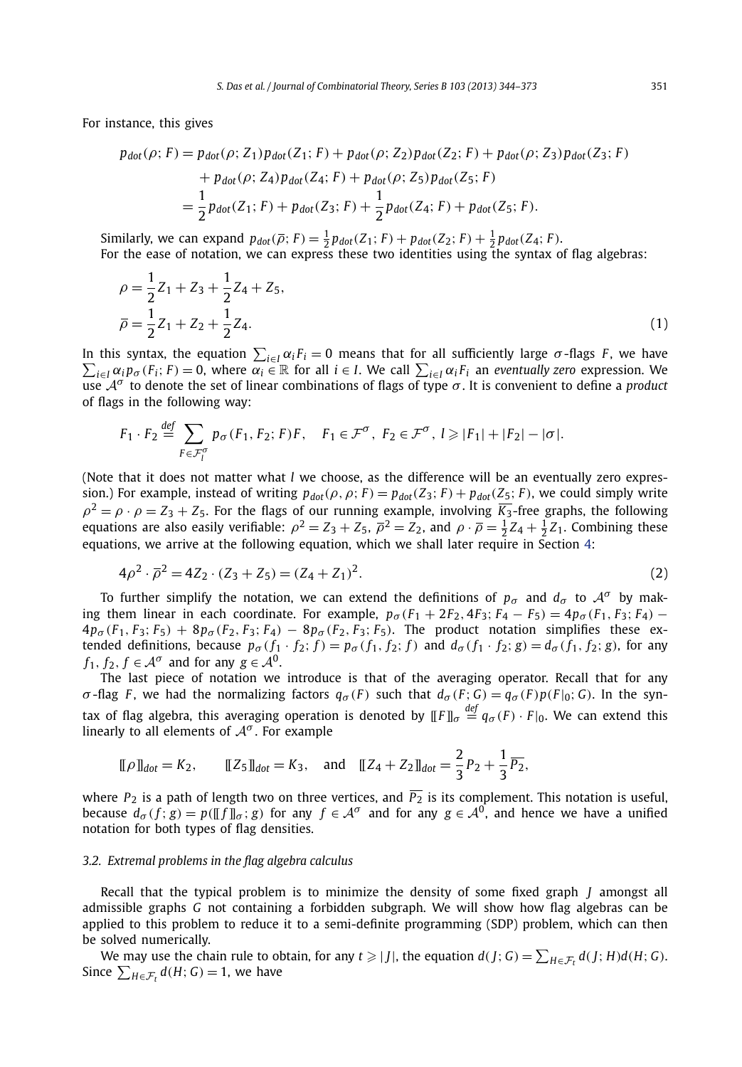For instance, this gives

$$
\begin{aligned}
p_{dot}(\rho; F) &= p_{dot}(\rho; Z_1)p_{dot}(Z_1; F) + p_{dot}(\rho; Z_2)p_{dot}(Z_2; F) + p_{dot}(\rho; Z_3)p_{dot}(Z_3; F) \\
&\quad + p_{dot}(\rho; Z_4)p_{dot}(Z_4; F) + p_{dot}(\rho; Z_5)p_{dot}(Z_5; F) \\
&= \frac{1}{2}p_{dot}(Z_1; F) + p_{dot}(Z_3; F) + \frac{1}{2}p_{dot}(Z_4; F) + p_{dot}(Z_5; F).
\end{aligned}
$$

Similarly, we can expand $p_{dot}(\overline{\rho}; F) = \frac{1}{2}p_{dot}(Z_1; F) + p_{dot}(Z_2; F) + \frac{1}{2}p_{dot}(Z_4; F)$.

For the ease of notation, we can express these two identities using the syntax of flag algebras:

$$
\begin{aligned}
\rho &= \frac{1}{2}Z_1 + Z_3 + \frac{1}{2}Z_4 + Z_5, \\
\overline{\rho} &= \frac{1}{2}Z_1 + Z_2 + \frac{1}{2}Z_4.
\end{aligned}
\tag{1}
$$

In this syntax, the equation $\sum_{i \in I} \alpha_i F_i = 0$ means that for all sufficiently large $\sigma$-flags $F$, we have $\sum_{i \in I} \alpha_i p_\sigma(F_i; F) = 0$, where $\alpha_i \in \mathbb{R}$ for all $i \in I$. We call $\sum_{i \in I} \alpha_i F_i$ an *eventually zero* expression. We use $\mathcal{A}^\sigma$ to denote the set of linear combinations of flags of type $\sigma$. It is convenient to define a *product* of flags in the following way:

$$
F_1 \cdot F_2 \stackrel{def}{=} \sum_{F \in \mathcal{F}_l^\sigma} p_\sigma(F_1, F_2; F)F, \quad F_1 \in \mathcal{F}^\sigma,\ F_2 \in \mathcal{F}^\sigma,\ l \geqslant |F_1| + |F_2| - |\sigma|.
$$

(Note that it does not matter what $l$ we choose, as the difference will be an eventually zero expression.) For example, instead of writing $p_{dot}(\rho, \rho; F) = p_{dot}(Z_3; F) + p_{dot}(Z_5; F)$, we could simply write $\rho^2 = \rho \cdot \rho = Z_3 + Z_5$. For the flags of our running example, involving $\overline{K_3}$-free graphs, the following equations are also easily verifiable: $\rho^2 = Z_3 + Z_5$, $\overline{\rho}^2 = Z_2$, and $\rho \cdot \overline{\rho} = \frac{1}{2}Z_4 + \frac{1}{2}Z_1$. Combining these equations, we arrive at the following equation, which we shall later require in Section 4:

$$
4\rho^2 \cdot \overline{\rho}^2 = 4Z_2 \cdot (Z_3 + Z_5) = (Z_4 + Z_1)^2.
\tag{2}
$$

To further simplify the notation, we can extend the definitions of $p_\sigma$ and $d_\sigma$ to $\mathcal{A}^\sigma$ by making them linear in each coordinate. For example, $p_\sigma(F_1 + 2F_2, 4F_3; F_4 - F_5) = 4p_\sigma(F_1, F_3; F_4) - 4p_\sigma(F_1, F_3; F_5) + 8p_\sigma(F_2, F_3; F_4) - 8p_\sigma(F_2, F_3; F_5)$. The product notation simplifies these extended definitions, because $p_\sigma(f_1 \cdot f_2; f) = p_\sigma(f_1, f_2; f)$ and $d_\sigma(f_1 \cdot f_2; g) = d_\sigma(f_1, f_2; g)$, for any $f_1, f_2, f \in \mathcal{A}^\sigma$ and for any $g \in \mathcal{A}^0$.

The last piece of notation we introduce is that of the averaging operator. Recall that for any $\sigma$-flag $F$, we had the normalizing factors $q_\sigma(F)$ such that $d_\sigma(F; G) = q_\sigma(F)p(F|_0; G)$. In the syntax of flag algebra, this averaging operation is denoted by $[\![F]\!]_\sigma \stackrel{def}{=} q_\sigma(F) \cdot F|_0$. We can extend this linearly to all elements of $\mathcal{A}^\sigma$. For example

$$
[\![\rho]\!]_{dot} = K_2, \qquad [\![Z_5]\!]_{dot} = K_3, \quad \text{and} \quad [\![Z_4 + Z_2]\!]_{dot} = \frac{2}{3}P_2 + \frac{1}{3}\overline{P_2},
$$

where $P_2$ is a path of length two on three vertices, and $\overline{P_2}$ is its complement. This notation is useful, because $d_\sigma(f; g) = p([\![f]\!]_\sigma; g)$ for any $f \in \mathcal{A}^\sigma$ and for any $g \in \mathcal{A}^0$, and hence we have a unified notation for both types of flag densities.

### 3.2. Extremal problems in the flag algebra calculus

Recall that the typical problem is to minimize the density of some fixed graph $J$ amongst all admissible graphs $G$ not containing a forbidden subgraph. We will show how flag algebras can be applied to this problem to reduce it to a semi-definite programming (SDP) problem, which can then be solved numerically.

We may use the chain rule to obtain, for any $t \geqslant |J|$, the equation $d(J; G) = \sum_{H \in \mathcal{F}_t} d(J; H)d(H; G)$. Since $\sum_{H \in \mathcal{F}_t} d(H; G) = 1$, we have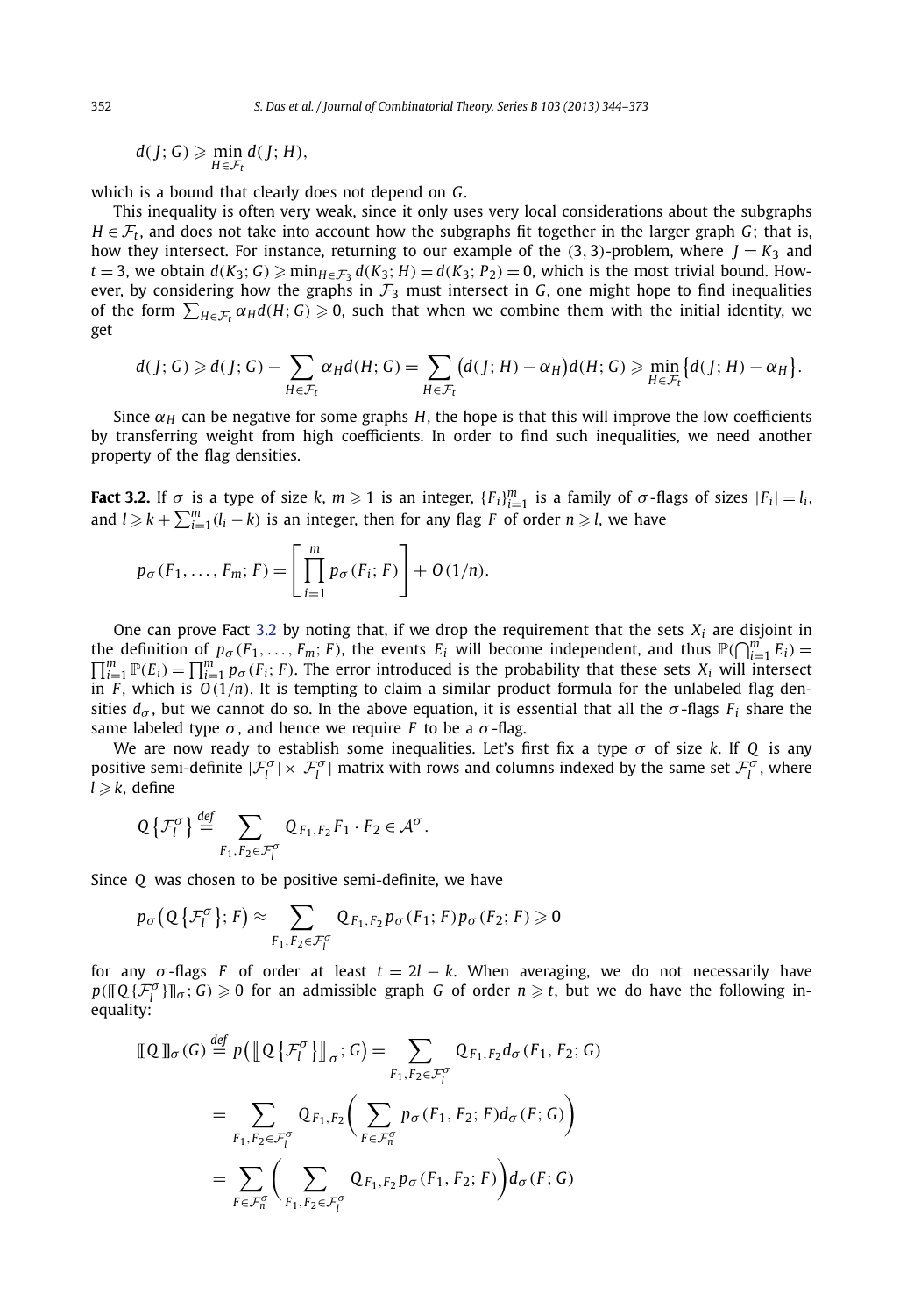$$d(J;G) \geqslant \min_{H \in \mathcal{F}_t} d(J;H),$$

which is a bound that clearly does not depend on $G$.

This inequality is often very weak, since it only uses very local considerations about the subgraphs $H \in \mathcal{F}_t$, and does not take into account how the subgraphs fit together in the larger graph $G$; that is, how they intersect. For instance, returning to our example of the $(3,3)$-problem, where $J = K_3$ and $t = 3$, we obtain $d(K_3;G) \geqslant \min_{H \in \mathcal{F}_3} d(K_3;H) = d(K_3;P_2) = 0$, which is the most trivial bound. However, by considering how the graphs in $\mathcal{F}_3$ must intersect in $G$, one might hope to find inequalities of the form $\sum_{H \in \mathcal{F}_t} \alpha_H d(H;G) \geqslant 0$, such that when we combine them with the initial identity, we get

$$d(J;G) \geqslant d(J;G) - \sum_{H \in \mathcal{F}_t} \alpha_H d(H;G) = \sum_{H \in \mathcal{F}_t} \big(d(J;H) - \alpha_H\big) d(H;G) \geqslant \min_{H \in \mathcal{F}_t} \big\{ d(J;H) - \alpha_H \big\}.$$

Since $\alpha_H$ can be negative for some graphs $H$, the hope is that this will improve the low coefficients by transferring weight from high coefficients. In order to find such inequalities, we need another property of the flag densities.

**Fact 3.2.** If $\sigma$ is a type of size $k$, $m \geqslant 1$ is an integer, $\{F_i\}_{i=1}^m$ is a family of $\sigma$-flags of sizes $|F_i| = l_i$, and $l \geqslant k + \sum_{i=1}^m (l_i - k)$ is an integer, then for any flag $F$ of order $n \geqslant l$, we have

$$p_\sigma(F_1, \ldots, F_m; F) = \left[ \prod_{i=1}^m p_\sigma(F_i; F) \right] + O(1/n).$$

One can prove Fact 3.2 by noting that, if we drop the requirement that the sets $X_i$ are disjoint in the definition of $p_\sigma(F_1, \ldots, F_m; F)$, the events $E_i$ will become independent, and thus $\mathbb{P}(\bigcap_{i=1}^m E_i) = \prod_{i=1}^m \mathbb{P}(E_i) = \prod_{i=1}^m p_\sigma(F_i; F)$. The error introduced is the probability that these sets $X_i$ will intersect in $F$, which is $O(1/n)$. It is tempting to claim a similar product formula for the unlabeled flag densities $d_\sigma$, but we cannot do so. In the above equation, it is essential that all the $\sigma$-flags $F_i$ share the same labeled type $\sigma$, and hence we require $F$ to be a $\sigma$-flag.

We are now ready to establish some inequalities. Let's first fix a type $\sigma$ of size $k$. If $Q$ is any positive semi-definite $|\mathcal{F}_l^\sigma| \times |\mathcal{F}_l^\sigma|$ matrix with rows and columns indexed by the same set $\mathcal{F}_l^\sigma$, where $l \geqslant k$, define

$$Q\{\mathcal{F}_l^\sigma\} \stackrel{def}{=} \sum_{F_1, F_2 \in \mathcal{F}_l^\sigma} Q_{F_1,F_2} F_1 \cdot F_2 \in \mathcal{A}^\sigma.$$

Since $Q$ was chosen to be positive semi-definite, we have

$$p_\sigma\big(Q\{\mathcal{F}_l^\sigma\}; F\big) \approx \sum_{F_1, F_2 \in \mathcal{F}_l^\sigma} Q_{F_1,F_2} p_\sigma(F_1;F) p_\sigma(F_2;F) \geqslant 0$$

for any $\sigma$-flags $F$ of order at least $t = 2l - k$. When averaging, we do not necessarily have $p([\![Q\{\mathcal{F}_l^\sigma\}]\!]_\sigma; G) \geqslant 0$ for an admissible graph $G$ of order $n \geqslant t$, but we do have the following inequality:

$$\begin{aligned}
[\![Q]\!]_\sigma(G) &\stackrel{def}{=} p\big([\![Q\{\mathcal{F}_l^\sigma\}]\!]_\sigma; G\big) = \sum_{F_1, F_2 \in \mathcal{F}_l^\sigma} Q_{F_1,F_2} d_\sigma(F_1, F_2; G) \\
&= \sum_{F_1, F_2 \in \mathcal{F}_l^\sigma} Q_{F_1,F_2} \left( \sum_{F \in \mathcal{F}_n^\sigma} p_\sigma(F_1, F_2; F) d_\sigma(F; G) \right) \\
&= \sum_{F \in \mathcal{F}_n^\sigma} \left( \sum_{F_1, F_2 \in \mathcal{F}_l^\sigma} Q_{F_1,F_2} p_\sigma(F_1, F_2; F) \right) d_\sigma(F; G)
\end{aligned}$$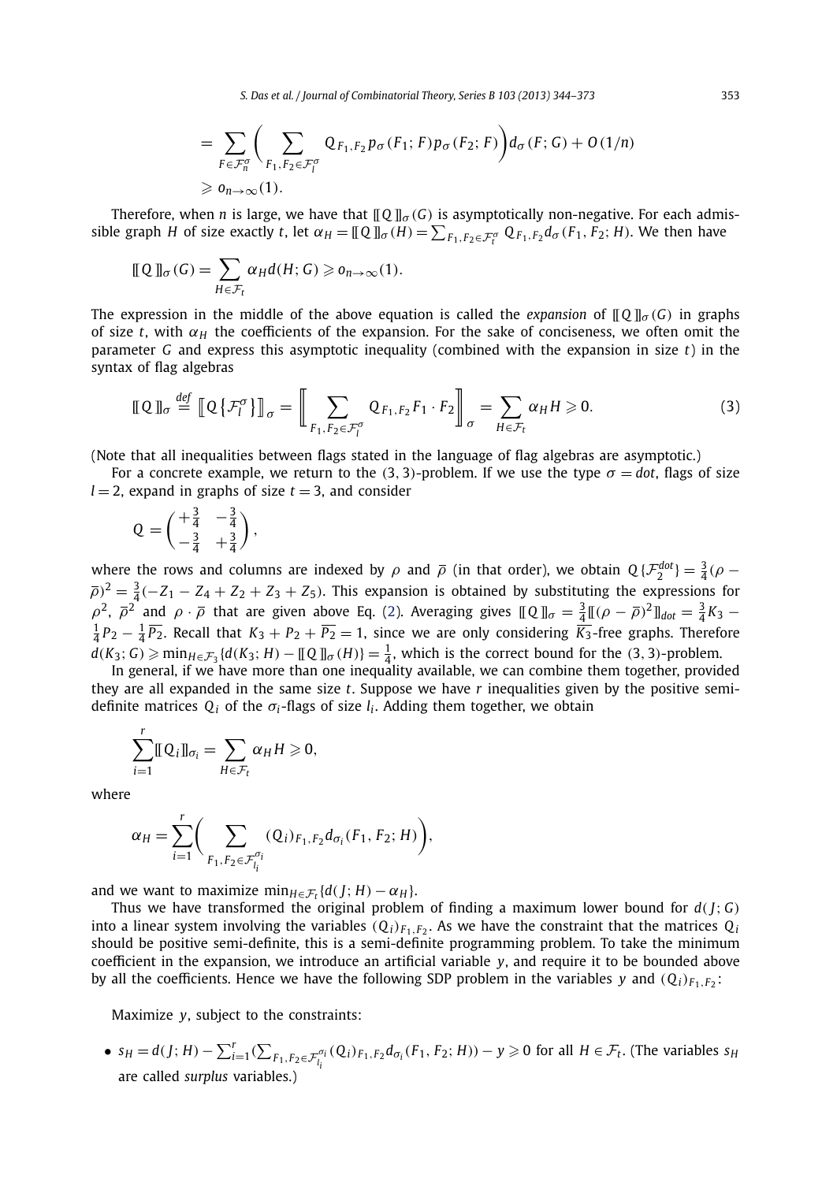$$= \sum_{F \in \mathcal{F}_n^\sigma} \left( \sum_{F_1, F_2 \in \mathcal{F}_l^\sigma} Q_{F_1,F_2} p_\sigma(F_1; F) p_\sigma(F_2; F) \right) d_\sigma(F; G) + O(1/n)$$

$$\geqslant o_{n\to\infty}(1).$$

Therefore, when $n$ is large, we have that $[\![ Q ]\!]_\sigma(G)$ is asymptotically non-negative. For each admissible graph $H$ of size exactly $t$, let $\alpha_H = [\![ Q ]\!]_\sigma(H) = \sum_{F_1,F_2 \in \mathcal{F}_t^\sigma} Q_{F_1,F_2} d_\sigma(F_1, F_2; H)$. We then have

$$[\![ Q ]\!]_\sigma(G) = \sum_{H \in \mathcal{F}_t} \alpha_H d(H; G) \geqslant o_{n\to\infty}(1).$$

The expression in the middle of the above equation is called the *expansion* of $[\![ Q ]\!]_\sigma(G)$ in graphs of size $t$, with $\alpha_H$ the coefficients of the expansion. For the sake of conciseness, we often omit the parameter $G$ and express this asymptotic inequality (combined with the expansion in size $t$) in the syntax of flag algebras

$$[\![ Q ]\!]_\sigma \overset{def}{=} \left[\!\left[ Q\left\{\mathcal{F}_l^\sigma\right\} \right]\!\right]_\sigma = \left[\!\left[ \sum_{F_1,F_2 \in \mathcal{F}_l^\sigma} Q_{F_1,F_2} F_1 \cdot F_2 \right]\!\right]_\sigma = \sum_{H \in \mathcal{F}_t} \alpha_H H \geqslant 0. \tag{3}$$

(Note that all inequalities between flags stated in the language of flag algebras are asymptotic.)

For a concrete example, we return to the $(3,3)$-problem. If we use the type $\sigma = dot$, flags of size $l = 2$, expand in graphs of size $t = 3$, and consider

$$Q = \begin{pmatrix} +\frac{3}{4} & -\frac{3}{4} \\ -\frac{3}{4} & +\frac{3}{4} \end{pmatrix},$$

where the rows and columns are indexed by $\rho$ and $\overline{\rho}$ (in that order), we obtain $Q\{\mathcal{F}_2^{dot}\} = \frac{3}{4}(\rho - \overline{\rho})^2 = \frac{3}{4}(-Z_1 - Z_4 + Z_2 + Z_3 + Z_5)$. This expansion is obtained by substituting the expressions for $\rho^2$, $\overline{\rho}^2$ and $\rho \cdot \overline{\rho}$ that are given above Eq. (2). Averaging gives $[\![ Q ]\!]_\sigma = \frac{3}{4}[\![(\rho - \overline{\rho})^2]\!]_{dot} = \frac{3}{4}K_3 - \frac{1}{4}P_2 - \frac{1}{4}\overline{P_2}$. Recall that $K_3 + P_2 + \overline{P_2} = 1$, since we are only considering $\overline{K_3}$-free graphs. Therefore $d(K_3; G) \geqslant \min_{H \in \mathcal{F}_3}\{d(K_3; H) - [\![ Q ]\!]_\sigma(H)\} = \frac{1}{4}$, which is the correct bound for the $(3,3)$-problem.

In general, if we have more than one inequality available, we can combine them together, provided they are all expanded in the same size $t$. Suppose we have $r$ inequalities given by the positive semi-definite matrices $Q_i$ of the $\sigma_i$-flags of size $l_i$. Adding them together, we obtain

$$\sum_{i=1}^r [\![ Q_i ]\!]_{\sigma_i} = \sum_{H \in \mathcal{F}_t} \alpha_H H \geqslant 0,$$

where

$$\alpha_H = \sum_{i=1}^r \left( \sum_{F_1,F_2 \in \mathcal{F}_{l_i}^{\sigma_i}} (Q_i)_{F_1,F_2} d_{\sigma_i}(F_1, F_2; H) \right),$$

and we want to maximize $\min_{H \in \mathcal{F}_t}\{d(J; H) - \alpha_H\}$.

Thus we have transformed the original problem of finding a maximum lower bound for $d(J; G)$ into a linear system involving the variables $(Q_i)_{F_1,F_2}$. As we have the constraint that the matrices $Q_i$ should be positive semi-definite, this is a semi-definite programming problem. To take the minimum coefficient in the expansion, we introduce an artificial variable $y$, and require it to be bounded above by all the coefficients. Hence we have the following SDP problem in the variables $y$ and $(Q_i)_{F_1,F_2}$:

Maximize $y$, subject to the constraints:

- $s_H = d(J; H) - \sum_{i=1}^r (\sum_{F_1,F_2 \in \mathcal{F}_{l_i}^{\sigma_i}} (Q_i)_{F_1,F_2} d_{\sigma_i}(F_1, F_2; H)) - y \geqslant 0$ for all $H \in \mathcal{F}_t$. (The variables $s_H$ are called *surplus* variables.)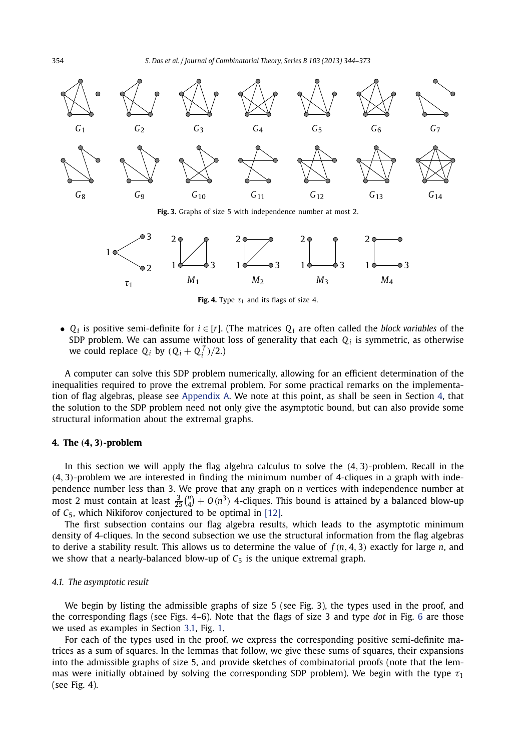**Fig. 3.** Graphs of size 5 with independence number at most 2.

**Fig. 4.** Type $\tau_1$ and its flags of size 4.

- $Q_i$ is positive semi-definite for $i \in [r]$. (The matrices $Q_i$ are often called the *block variables* of the SDP problem. We can assume without loss of generality that each $Q_i$ is symmetric, as otherwise we could replace $Q_i$ by $(Q_i + Q_i^T)/2$.)

A computer can solve this SDP problem numerically, allowing for an efficient determination of the inequalities required to prove the extremal problem. For some practical remarks on the implementation of flag algebras, please see Appendix A. We note at this point, as shall be seen in Section 4, that the solution to the SDP problem need not only give the asymptotic bound, but can also provide some structural information about the extremal graphs.

## 4. The (4, 3)-problem

In this section we will apply the flag algebra calculus to solve the $(4, 3)$-problem. Recall in the $(4, 3)$-problem we are interested in finding the minimum number of 4-cliques in a graph with independence number less than 3. We prove that any graph on $n$ vertices with independence number at most 2 must contain at least $\frac{3}{25}\binom{n}{4} + O(n^3)$ 4-cliques. This bound is attained by a balanced blow-up of $C_5$, which Nikiforov conjectured to be optimal in [12].

The first subsection contains our flag algebra results, which leads to the asymptotic minimum density of 4-cliques. In the second subsection we use the structural information from the flag algebras to derive a stability result. This allows us to determine the value of $f(n, 4, 3)$ exactly for large $n$, and we show that a nearly-balanced blow-up of $C_5$ is the unique extremal graph.

### 4.1. The asymptotic result

We begin by listing the admissible graphs of size 5 (see Fig. 3), the types used in the proof, and the corresponding flags (see Figs. 4–6). Note that the flags of size 3 and type *dot* in Fig. 6 are those we used as examples in Section 3.1, Fig. 1.

For each of the types used in the proof, we express the corresponding positive semi-definite matrices as a sum of squares. In the lemmas that follow, we give these sums of squares, their expansions into the admissible graphs of size 5, and provide sketches of combinatorial proofs (note that the lemmas were initially obtained by solving the corresponding SDP problem). We begin with the type $\tau_1$ (see Fig. 4).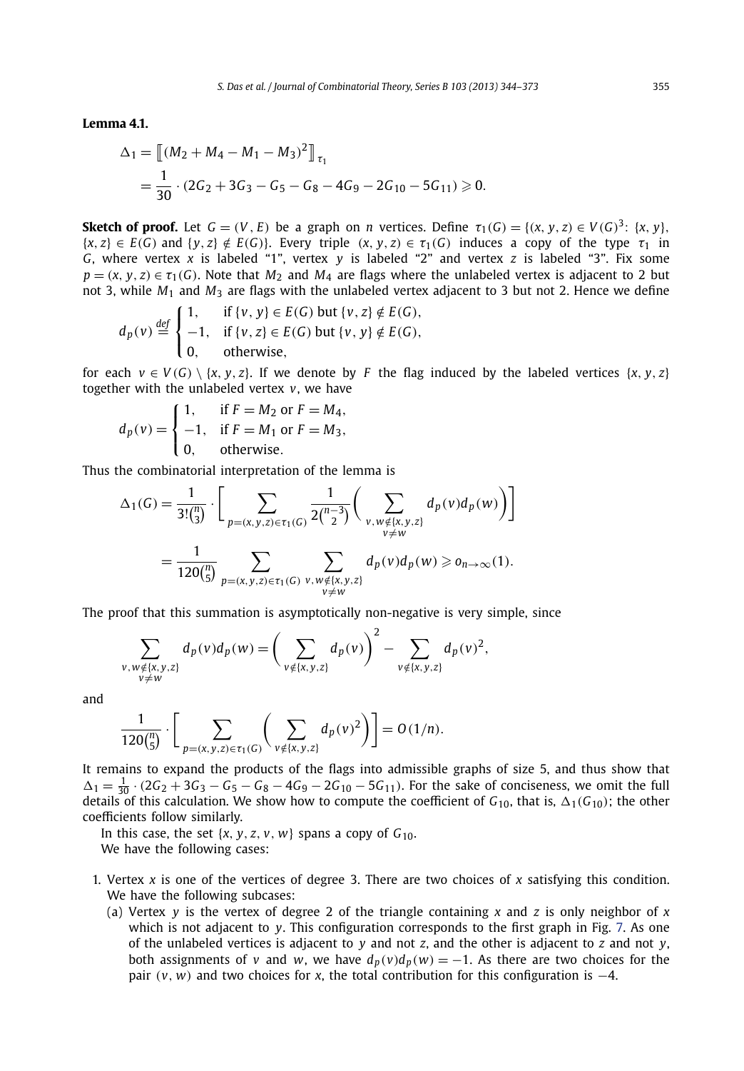**Lemma 4.1.**

$$\Delta_1 = \left[\!\left[ (M_2 + M_4 - M_1 - M_3)^2 \right]\!\right]_{\tau_1}$$
$$= \frac{1}{30} \cdot (2G_2 + 3G_3 - G_5 - G_8 - 4G_9 - 2G_{10} - 5G_{11}) \geqslant 0.$$

**Sketch of proof.** Let $G = (V, E)$ be a graph on $n$ vertices. Define $\tau_1(G) = \{(x, y, z) \in V(G)^3\colon \{x, y\}, \{x, z\} \in E(G) \text{ and } \{y, z\} \notin E(G)\}$. Every triple $(x, y, z) \in \tau_1(G)$ induces a copy of the type $\tau_1$ in $G$, where vertex $x$ is labeled "1", vertex $y$ is labeled "2" and vertex $z$ is labeled "3". Fix some $p = (x, y, z) \in \tau_1(G)$. Note that $M_2$ and $M_4$ are flags where the unlabeled vertex is adjacent to 2 but not 3, while $M_1$ and $M_3$ are flags with the unlabeled vertex adjacent to 3 but not 2. Hence we define

$$d_p(v) \stackrel{def}{=} \begin{cases} 1, & \text{if } \{v, y\} \in E(G) \text{ but } \{v, z\} \notin E(G), \\ -1, & \text{if } \{v, z\} \in E(G) \text{ but } \{v, y\} \notin E(G), \\ 0, & \text{otherwise}, \end{cases}$$

for each $v \in V(G) \setminus \{x, y, z\}$. If we denote by $F$ the flag induced by the labeled vertices $\{x, y, z\}$ together with the unlabeled vertex $v$, we have

$$d_p(v) = \begin{cases} 1, & \text{if } F = M_2 \text{ or } F = M_4, \\ -1, & \text{if } F = M_1 \text{ or } F = M_3, \\ 0, & \text{otherwise}. \end{cases}$$

Thus the combinatorial interpretation of the lemma is

$$\Delta_1(G) = \frac{1}{3!\binom{n}{3}} \cdot \left[ \sum_{p=(x,y,z) \in \tau_1(G)} \frac{1}{2\binom{n-3}{2}} \left( \sum_{\substack{v, w \notin \{x,y,z\} \\ v \neq w}} d_p(v) d_p(w) \right) \right]$$
$$= \frac{1}{120\binom{n}{5}} \sum_{p=(x,y,z) \in \tau_1(G)} \sum_{\substack{v, w \notin \{x,y,z\} \\ v \neq w}} d_p(v) d_p(w) \geqslant o_{n \to \infty}(1).$$

The proof that this summation is asymptotically non-negative is very simple, since

$$\sum_{\substack{v, w \notin \{x,y,z\} \\ v \neq w}} d_p(v) d_p(w) = \left( \sum_{v \notin \{x,y,z\}} d_p(v) \right)^2 - \sum_{v \notin \{x,y,z\}} d_p(v)^2,$$

and

$$\frac{1}{120\binom{n}{5}} \cdot \left[ \sum_{p=(x,y,z) \in \tau_1(G)} \left( \sum_{v \notin \{x,y,z\}} d_p(v)^2 \right) \right] = O(1/n).$$

It remains to expand the products of the flags into admissible graphs of size 5, and thus show that $\Delta_1 = \frac{1}{30} \cdot (2G_2 + 3G_3 - G_5 - G_8 - 4G_9 - 2G_{10} - 5G_{11})$. For the sake of conciseness, we omit the full details of this calculation. We show how to compute the coefficient of $G_{10}$, that is, $\Delta_1(G_{10})$; the other coefficients follow similarly.

In this case, the set $\{x, y, z, v, w\}$ spans a copy of $G_{10}$.

We have the following cases:

1. Vertex $x$ is one of the vertices of degree 3. There are two choices of $x$ satisfying this condition. We have the following subcases:
   (a) Vertex $y$ is the vertex of degree 2 of the triangle containing $x$ and $z$ is only neighbor of $x$ which is not adjacent to $y$. This configuration corresponds to the first graph in Fig. 7. As one of the unlabeled vertices is adjacent to $y$ and not $z$, and the other is adjacent to $z$ and not $y$, both assignments of $v$ and $w$, we have $d_p(v)d_p(w) = -1$. As there are two choices for the pair $(v, w)$ and two choices for $x$, the total contribution for this configuration is $-4$.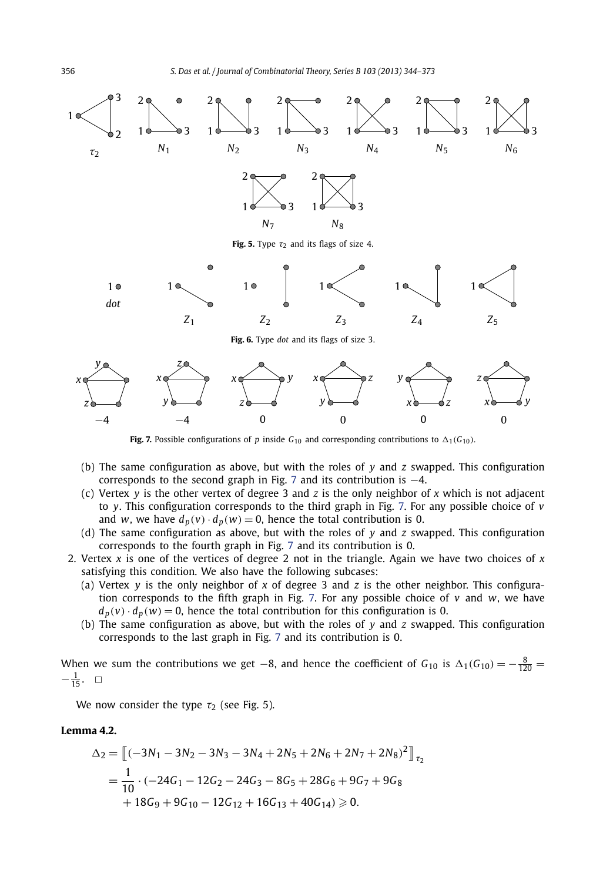**Fig. 5.** Type $\tau_2$ and its flags of size 4.

**Fig. 6.** Type *dot* and its flags of size 3.

**Fig. 7.** Possible configurations of $p$ inside $G_{10}$ and corresponding contributions to $\Delta_1(G_{10})$.

(b) The same configuration as above, but with the roles of $y$ and $z$ swapped. This configuration corresponds to the second graph in Fig. 7 and its contribution is $-4$.

(c) Vertex $y$ is the other vertex of degree 3 and $z$ is the only neighbor of $x$ which is not adjacent to $y$. This configuration corresponds to the third graph in Fig. 7. For any possible choice of $v$ and $w$, we have $d_p(v) \cdot d_p(w) = 0$, hence the total contribution is 0.

(d) The same configuration as above, but with the roles of $y$ and $z$ swapped. This configuration corresponds to the fourth graph in Fig. 7 and its contribution is 0.

2. Vertex $x$ is one of the vertices of degree 2 not in the triangle. Again we have two choices of $x$ satisfying this condition. We also have the following subcases:

(a) Vertex $y$ is the only neighbor of $x$ of degree 3 and $z$ is the other neighbor. This configuration corresponds to the fifth graph in Fig. 7. For any possible choice of $v$ and $w$, we have $d_p(v) \cdot d_p(w) = 0$, hence the total contribution for this configuration is 0.

(b) The same configuration as above, but with the roles of $y$ and $z$ swapped. This configuration corresponds to the last graph in Fig. 7 and its contribution is 0.

When we sum the contributions we get $-8$, and hence the coefficient of $G_{10}$ is $\Delta_1(G_{10}) = -\frac{8}{120} = -\frac{1}{15}$. $\square$

We now consider the type $\tau_2$ (see Fig. 5).

**Lemma 4.2.**

$$\begin{aligned}
\Delta_2 &= \left[\!\left[(-3N_1 - 3N_2 - 3N_3 - 3N_4 + 2N_5 + 2N_6 + 2N_7 + 2N_8)^2\right]\!\right]_{\tau_2} \\
&= \frac{1}{10} \cdot (-24G_1 - 12G_2 - 24G_3 - 8G_5 + 28G_6 + 9G_7 + 9G_8 \\
&\quad + 18G_9 + 9G_{10} - 12G_{12} + 16G_{13} + 40G_{14}) \geqslant 0.
\end{aligned}$$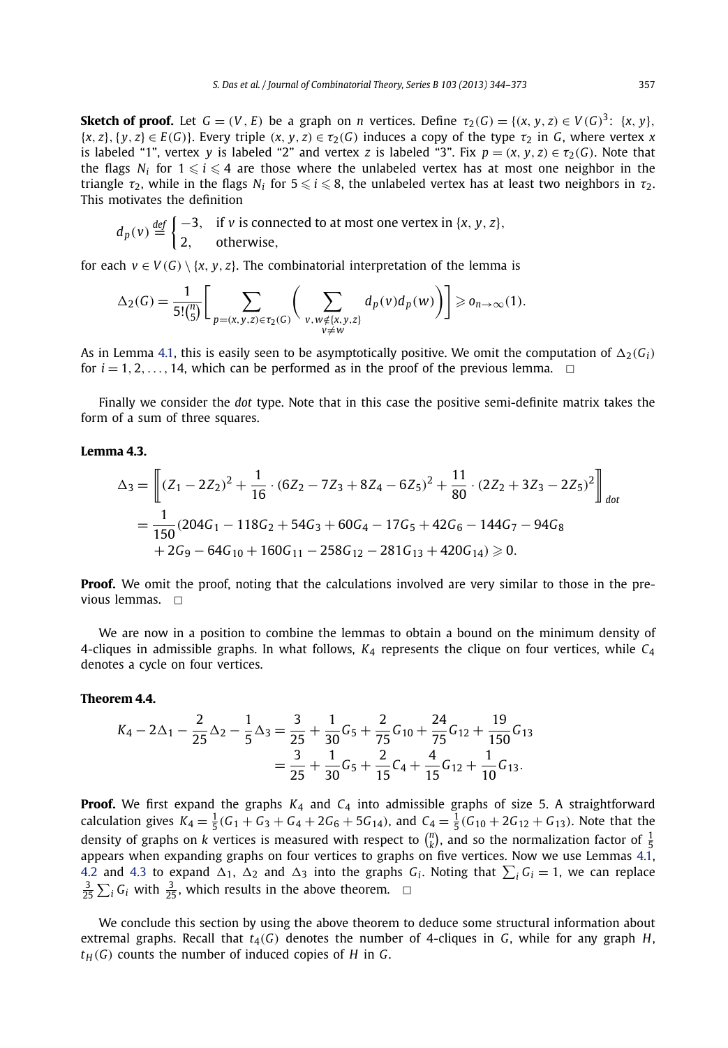**Sketch of proof.** Let $G = (V, E)$ be a graph on $n$ vertices. Define $\tau_2(G) = \{(x, y, z) \in V(G)^3\colon \{x, y\}, \{x, z\}, \{y, z\} \in E(G)\}$. Every triple $(x, y, z) \in \tau_2(G)$ induces a copy of the type $\tau_2$ in $G$, where vertex $x$ is labeled "1", vertex $y$ is labeled "2" and vertex $z$ is labeled "3". Fix $p = (x, y, z) \in \tau_2(G)$. Note that the flags $N_i$ for $1 \leqslant i \leqslant 4$ are those where the unlabeled vertex has at most one neighbor in the triangle $\tau_2$, while in the flags $N_i$ for $5 \leqslant i \leqslant 8$, the unlabeled vertex has at least two neighbors in $\tau_2$. This motivates the definition

$$d_p(v) \stackrel{def}{=} \begin{cases} -3, & \text{if } v \text{ is connected to at most one vertex in } \{x, y, z\}, \\ 2, & \text{otherwise}, \end{cases}$$

for each $v \in V(G) \setminus \{x, y, z\}$. The combinatorial interpretation of the lemma is

$$\Delta_2(G) = \frac{1}{5!\binom{n}{5}} \left[ \sum_{p=(x,y,z) \in \tau_2(G)} \left( \sum_{\substack{v, w \notin \{x, y, z\} \\ v \neq w}} d_p(v) d_p(w) \right) \right] \geqslant o_{n \to \infty}(1).$$

As in Lemma 4.1, this is easily seen to be asymptotically positive. We omit the computation of $\Delta_2(G_i)$ for $i = 1, 2, \ldots, 14$, which can be performed as in the proof of the previous lemma. $\square$

Finally we consider the *dot* type. Note that in this case the positive semi-definite matrix takes the form of a sum of three squares.

**Lemma 4.3.**

$$\begin{aligned}
\Delta_3 &= \left[\!\!\left[ (Z_1 - 2Z_2)^2 + \frac{1}{16} \cdot (6Z_2 - 7Z_3 + 8Z_4 - 6Z_5)^2 + \frac{11}{80} \cdot (2Z_2 + 3Z_3 - 2Z_5)^2 \right]\!\!\right]_{dot} \\
&= \frac{1}{150}(204G_1 - 118G_2 + 54G_3 + 60G_4 - 17G_5 + 42G_6 - 144G_7 - 94G_8 \\
&\quad + 2G_9 - 64G_{10} + 160G_{11} - 258G_{12} - 281G_{13} + 420G_{14}) \geqslant 0.
\end{aligned}$$

**Proof.** We omit the proof, noting that the calculations involved are very similar to those in the previous lemmas. $\square$

We are now in a position to combine the lemmas to obtain a bound on the minimum density of 4-cliques in admissible graphs. In what follows, $K_4$ represents the clique on four vertices, while $C_4$ denotes a cycle on four vertices.

**Theorem 4.4.**

$$\begin{aligned}
K_4 - 2\Delta_1 - \frac{2}{25}\Delta_2 - \frac{1}{5}\Delta_3 &= \frac{3}{25} + \frac{1}{30}G_5 + \frac{2}{75}G_{10} + \frac{24}{75}G_{12} + \frac{19}{150}G_{13} \\
&= \frac{3}{25} + \frac{1}{30}G_5 + \frac{2}{15}C_4 + \frac{4}{15}G_{12} + \frac{1}{10}G_{13}.
\end{aligned}$$

**Proof.** We first expand the graphs $K_4$ and $C_4$ into admissible graphs of size 5. A straightforward calculation gives $K_4 = \frac{1}{5}(G_1 + G_3 + G_4 + 2G_6 + 5G_{14})$, and $C_4 = \frac{1}{5}(G_{10} + 2G_{12} + G_{13})$. Note that the density of graphs on $k$ vertices is measured with respect to $\binom{n}{k}$, and so the normalization factor of $\frac{1}{5}$ appears when expanding graphs on four vertices to graphs on five vertices. Now we use Lemmas 4.1, 4.2 and 4.3 to expand $\Delta_1$, $\Delta_2$ and $\Delta_3$ into the graphs $G_i$. Noting that $\sum_i G_i = 1$, we can replace $\frac{3}{25}\sum_i G_i$ with $\frac{3}{25}$, which results in the above theorem. $\square$

We conclude this section by using the above theorem to deduce some structural information about extremal graphs. Recall that $t_4(G)$ denotes the number of 4-cliques in $G$, while for any graph $H$, $t_H(G)$ counts the number of induced copies of $H$ in $G$.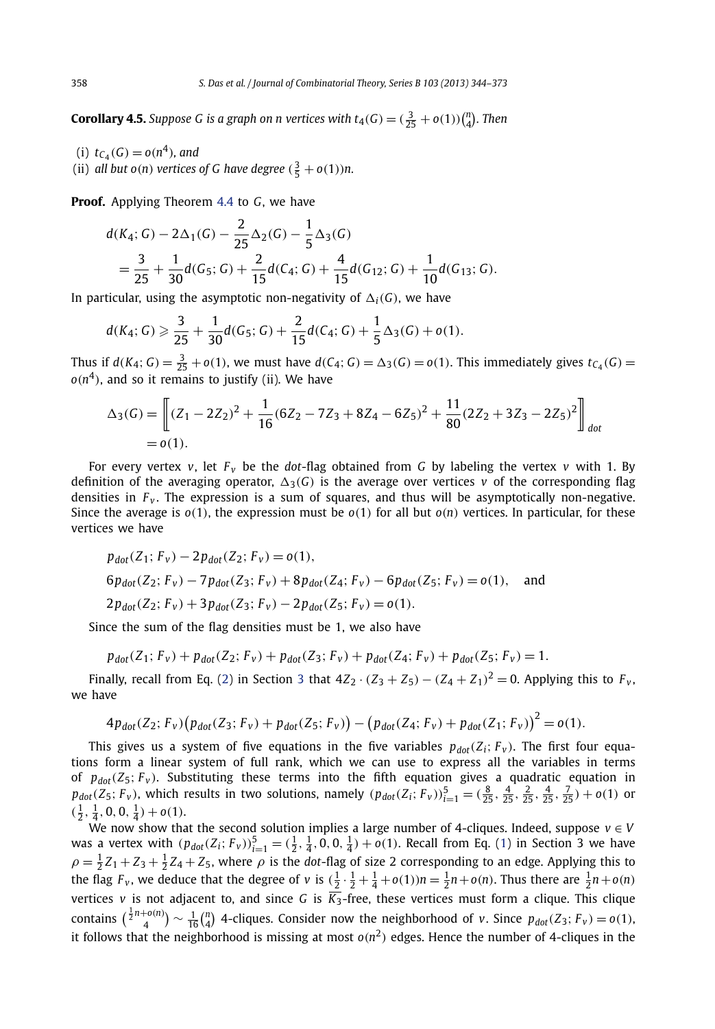**Corollary 4.5.** *Suppose $G$ is a graph on $n$ vertices with $t_4(G) = (\frac{3}{25} + o(1))\binom{n}{4}$. Then*

(i) $t_{C_4}(G) = o(n^4)$, *and*
(ii) *all but $o(n)$ vertices of $G$ have degree $(\frac{3}{5} + o(1))n$.*

**Proof.** Applying Theorem 4.4 to $G$, we have

$$
\begin{aligned}
&d(K_4; G) - 2\Delta_1(G) - \frac{2}{25}\Delta_2(G) - \frac{1}{5}\Delta_3(G) \\
&\quad = \frac{3}{25} + \frac{1}{30}d(G_5; G) + \frac{2}{15}d(C_4; G) + \frac{4}{15}d(G_{12}; G) + \frac{1}{10}d(G_{13}; G).
\end{aligned}
$$

In particular, using the asymptotic non-negativity of $\Delta_i(G)$, we have

$$
d(K_4; G) \geqslant \frac{3}{25} + \frac{1}{30}d(G_5; G) + \frac{2}{15}d(C_4; G) + \frac{1}{5}\Delta_3(G) + o(1).
$$

Thus if $d(K_4; G) = \frac{3}{25} + o(1)$, we must have $d(C_4; G) = \Delta_3(G) = o(1)$. This immediately gives $t_{C_4}(G) = o(n^4)$, and so it remains to justify (ii). We have

$$
\begin{aligned}
\Delta_3(G) &= \left[\!\!\left[ (Z_1 - 2Z_2)^2 + \frac{1}{16}(6Z_2 - 7Z_3 + 8Z_4 - 6Z_5)^2 + \frac{11}{80}(2Z_2 + 3Z_3 - 2Z_5)^2 \right]\!\!\right]_{dot} \\
&= o(1).
\end{aligned}
$$

For every vertex $v$, let $F_v$ be the *dot*-flag obtained from $G$ by labeling the vertex $v$ with 1. By definition of the averaging operator, $\Delta_3(G)$ is the average over vertices $v$ of the corresponding flag densities in $F_v$. The expression is a sum of squares, and thus will be asymptotically non-negative. Since the average is $o(1)$, the expression must be $o(1)$ for all but $o(n)$ vertices. In particular, for these vertices we have

$$
\begin{aligned}
&p_{dot}(Z_1; F_v) - 2p_{dot}(Z_2; F_v) = o(1), \\
&6p_{dot}(Z_2; F_v) - 7p_{dot}(Z_3; F_v) + 8p_{dot}(Z_4; F_v) - 6p_{dot}(Z_5; F_v) = o(1), \quad \text{and} \\
&2p_{dot}(Z_2; F_v) + 3p_{dot}(Z_3; F_v) - 2p_{dot}(Z_5; F_v) = o(1).
\end{aligned}
$$

Since the sum of the flag densities must be 1, we also have

$$
p_{dot}(Z_1; F_v) + p_{dot}(Z_2; F_v) + p_{dot}(Z_3; F_v) + p_{dot}(Z_4; F_v) + p_{dot}(Z_5; F_v) = 1.
$$

Finally, recall from Eq. (2) in Section 3 that $4Z_2 \cdot (Z_3 + Z_5) - (Z_4 + Z_1)^2 = 0$. Applying this to $F_v$, we have

$$
4p_{dot}(Z_2; F_v)\big(p_{dot}(Z_3; F_v) + p_{dot}(Z_5; F_v)\big) - \big(p_{dot}(Z_4; F_v) + p_{dot}(Z_1; F_v)\big)^2 = o(1).
$$

This gives us a system of five equations in the five variables $p_{dot}(Z_i; F_v)$. The first four equations form a linear system of full rank, which we can use to express all the variables in terms of $p_{dot}(Z_5; F_v)$. Substituting these terms into the fifth equation gives a quadratic equation in $p_{dot}(Z_5; F_v)$, which results in two solutions, namely $(p_{dot}(Z_i; F_v))_{i=1}^5 = (\frac{8}{25}, \frac{4}{25}, \frac{2}{25}, \frac{4}{25}, \frac{7}{25}) + o(1)$ or $(\frac{1}{2}, \frac{1}{4}, 0, 0, \frac{1}{4}) + o(1)$.

We now show that the second solution implies a large number of 4-cliques. Indeed, suppose $v \in V$ was a vertex with $(p_{dot}(Z_i; F_v))_{i=1}^5 = (\frac{1}{2}, \frac{1}{4}, 0, 0, \frac{1}{4}) + o(1)$. Recall from Eq. (1) in Section 3 we have $\rho = \frac{1}{2}Z_1 + Z_3 + \frac{1}{2}Z_4 + Z_5$, where $\rho$ is the *dot*-flag of size 2 corresponding to an edge. Applying this to the flag $F_v$, we deduce that the degree of $v$ is $(\frac{1}{2} \cdot \frac{1}{2} + \frac{1}{4} + o(1))n = \frac{1}{2}n + o(n)$. Thus there are $\frac{1}{2}n + o(n)$ vertices $v$ is not adjacent to, and since $G$ is $\overline{K_3}$-free, these vertices must form a clique. This clique contains $\binom{\frac{1}{2}n + o(n)}{4} \sim \frac{1}{16}\binom{n}{4}$ 4-cliques. Consider now the neighborhood of $v$. Since $p_{dot}(Z_3; F_v) = o(1)$, it follows that the neighborhood is missing at most $o(n^2)$ edges. Hence the number of 4-cliques in the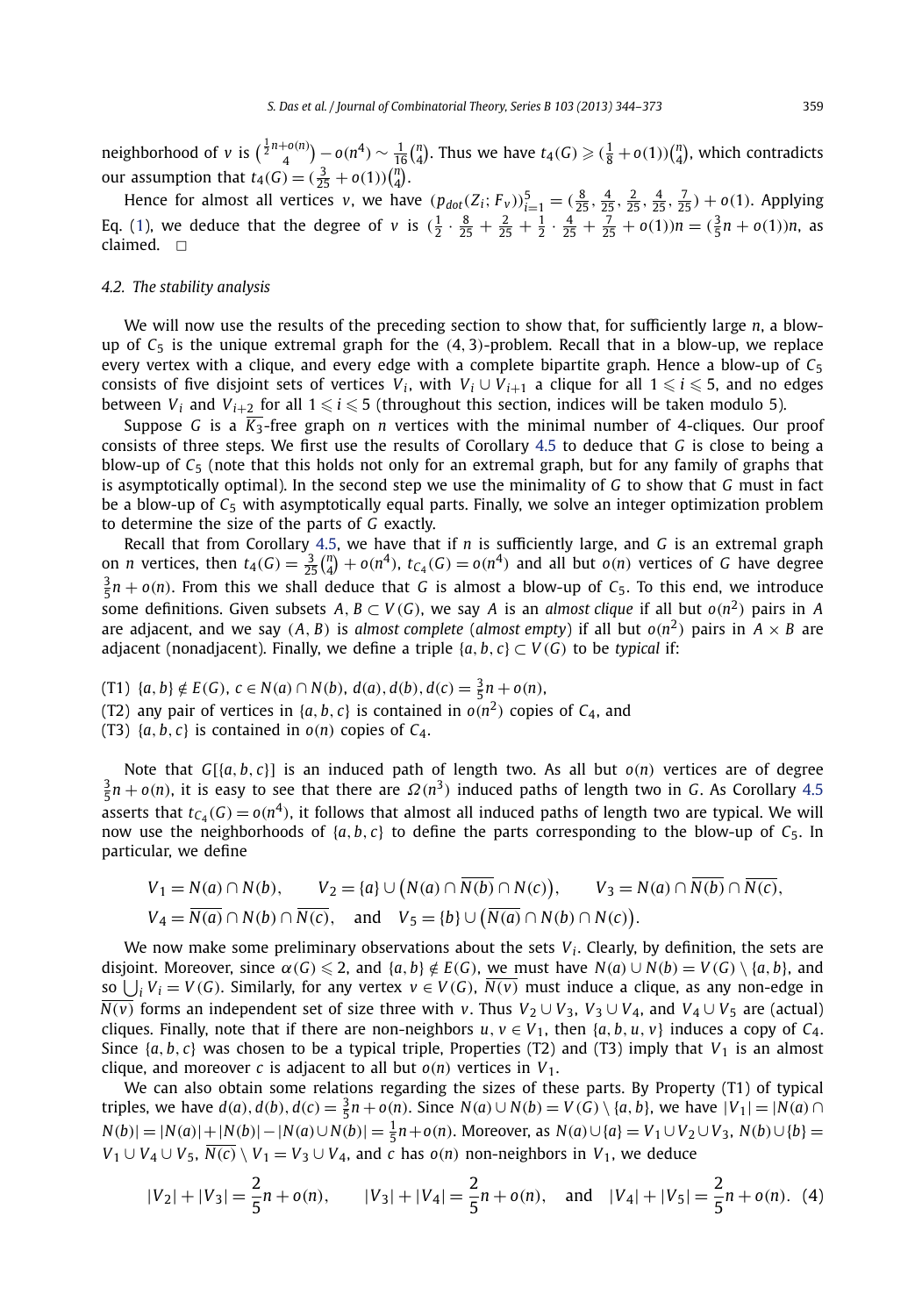neighborhood of $v$ is $\binom{\frac{1}{2}n+o(n)}{4} - o(n^4) \sim \frac{1}{16}\binom{n}{4}$. Thus we have $t_4(G) \geqslant (\frac{1}{8}+o(1))\binom{n}{4}$, which contradicts our assumption that $t_4(G) = (\frac{3}{25}+o(1))\binom{n}{4}$.

Hence for almost all vertices $v$, we have $(p_{dot}(Z_i; F_v))_{i=1}^5 = (\frac{8}{25}, \frac{4}{25}, \frac{2}{25}, \frac{4}{25}, \frac{7}{25}) + o(1)$. Applying Eq. (1), we deduce that the degree of $v$ is $(\frac{1}{2} \cdot \frac{8}{25} + \frac{2}{25} + \frac{1}{2} \cdot \frac{4}{25} + \frac{7}{25} + o(1))n = (\frac{3}{5}n + o(1))n$, as claimed. $\square$

### 4.2. The stability analysis

We will now use the results of the preceding section to show that, for sufficiently large $n$, a blow-up of $C_5$ is the unique extremal graph for the $(4,3)$-problem. Recall that in a blow-up, we replace every vertex with a clique, and every edge with a complete bipartite graph. Hence a blow-up of $C_5$ consists of five disjoint sets of vertices $V_i$, with $V_i \cup V_{i+1}$ a clique for all $1 \leqslant i \leqslant 5$, and no edges between $V_i$ and $V_{i+2}$ for all $1 \leqslant i \leqslant 5$ (throughout this section, indices will be taken modulo 5).

Suppose $G$ is a $\overline{K_3}$-free graph on $n$ vertices with the minimal number of 4-cliques. Our proof consists of three steps. We first use the results of Corollary 4.5 to deduce that $G$ is close to being a blow-up of $C_5$ (note that this holds not only for an extremal graph, but for any family of graphs that is asymptotically optimal). In the second step we use the minimality of $G$ to show that $G$ must in fact be a blow-up of $C_5$ with asymptotically equal parts. Finally, we solve an integer optimization problem to determine the size of the parts of $G$ exactly.

Recall that from Corollary 4.5, we have that if $n$ is sufficiently large, and $G$ is an extremal graph on $n$ vertices, then $t_4(G) = \frac{3}{25}\binom{n}{4} + o(n^4)$, $t_{C_4}(G) = o(n^4)$ and all but $o(n)$ vertices of $G$ have degree $\frac{3}{5}n + o(n)$. From this we shall deduce that $G$ is almost a blow-up of $C_5$. To this end, we introduce some definitions. Given subsets $A, B \subset V(G)$, we say $A$ is an *almost clique* if all but $o(n^2)$ pairs in $A$ are adjacent, and we say $(A, B)$ is *almost complete* (*almost empty*) if all but $o(n^2)$ pairs in $A \times B$ are adjacent (nonadjacent). Finally, we define a triple $\{a, b, c\} \subset V(G)$ to be *typical* if:

(T1) $\{a,b\} \notin E(G)$, $c \in N(a) \cap N(b)$, $d(a), d(b), d(c) = \frac{3}{5}n + o(n)$,

(T2) any pair of vertices in $\{a,b,c\}$ is contained in $o(n^2)$ copies of $C_4$, and

(T3) $\{a,b,c\}$ is contained in $o(n)$ copies of $C_4$.

Note that $G[\{a,b,c\}]$ is an induced path of length two. As all but $o(n)$ vertices are of degree $\frac{3}{5}n + o(n)$, it is easy to see that there are $\Omega(n^3)$ induced paths of length two in $G$. As Corollary 4.5 asserts that $t_{C_4}(G) = o(n^4)$, it follows that almost all induced paths of length two are typical. We will now use the neighborhoods of $\{a,b,c\}$ to define the parts corresponding to the blow-up of $C_5$. In particular, we define

$$V_1 = N(a) \cap N(b), \qquad V_2 = \{a\} \cup \big(N(a) \cap \overline{N(b)} \cap N(c)\big), \qquad V_3 = N(a) \cap \overline{N(b)} \cap \overline{N(c)},$$
$$V_4 = \overline{N(a)} \cap N(b) \cap \overline{N(c)}, \quad \text{and} \quad V_5 = \{b\} \cup \big(\overline{N(a)} \cap N(b) \cap N(c)\big).$$

We now make some preliminary observations about the sets $V_i$. Clearly, by definition, the sets are disjoint. Moreover, since $\alpha(G) \leqslant 2$, and $\{a,b\} \notin E(G)$, we must have $N(a) \cup N(b) = V(G) \setminus \{a,b\}$, and so $\bigcup_i V_i = V(G)$. Similarly, for any vertex $v \in V(G)$, $\overline{N(v)}$ must induce a clique, as any non-edge in $\overline{N(v)}$ forms an independent set of size three with $v$. Thus $V_2 \cup V_3$, $V_3 \cup V_4$, and $V_4 \cup V_5$ are (actual) cliques. Finally, note that if there are non-neighbors $u, v \in V_1$, then $\{a, b, u, v\}$ induces a copy of $C_4$. Since $\{a,b,c\}$ was chosen to be a typical triple, Properties (T2) and (T3) imply that $V_1$ is an almost clique, and moreover $c$ is adjacent to all but $o(n)$ vertices in $V_1$.

We can also obtain some relations regarding the sizes of these parts. By Property (T1) of typical triples, we have $d(a), d(b), d(c) = \frac{3}{5}n + o(n)$. Since $N(a) \cup N(b) = V(G) \setminus \{a,b\}$, we have $|V_1| = |N(a) \cap N(b)| = |N(a)| + |N(b)| - |N(a) \cup N(b)| = \frac{1}{5}n + o(n)$. Moreover, as $N(a) \cup \{a\} = V_1 \cup V_2 \cup V_3$, $N(b) \cup \{b\} = V_1 \cup V_4 \cup V_5$, $\overline{N(c)} \setminus V_1 = V_3 \cup V_4$, and $c$ has $o(n)$ non-neighbors in $V_1$, we deduce

$$|V_2| + |V_3| = \frac{2}{5}n + o(n), \qquad |V_3| + |V_4| = \frac{2}{5}n + o(n), \quad \text{and} \quad |V_4| + |V_5| = \frac{2}{5}n + o(n). \quad (4)$$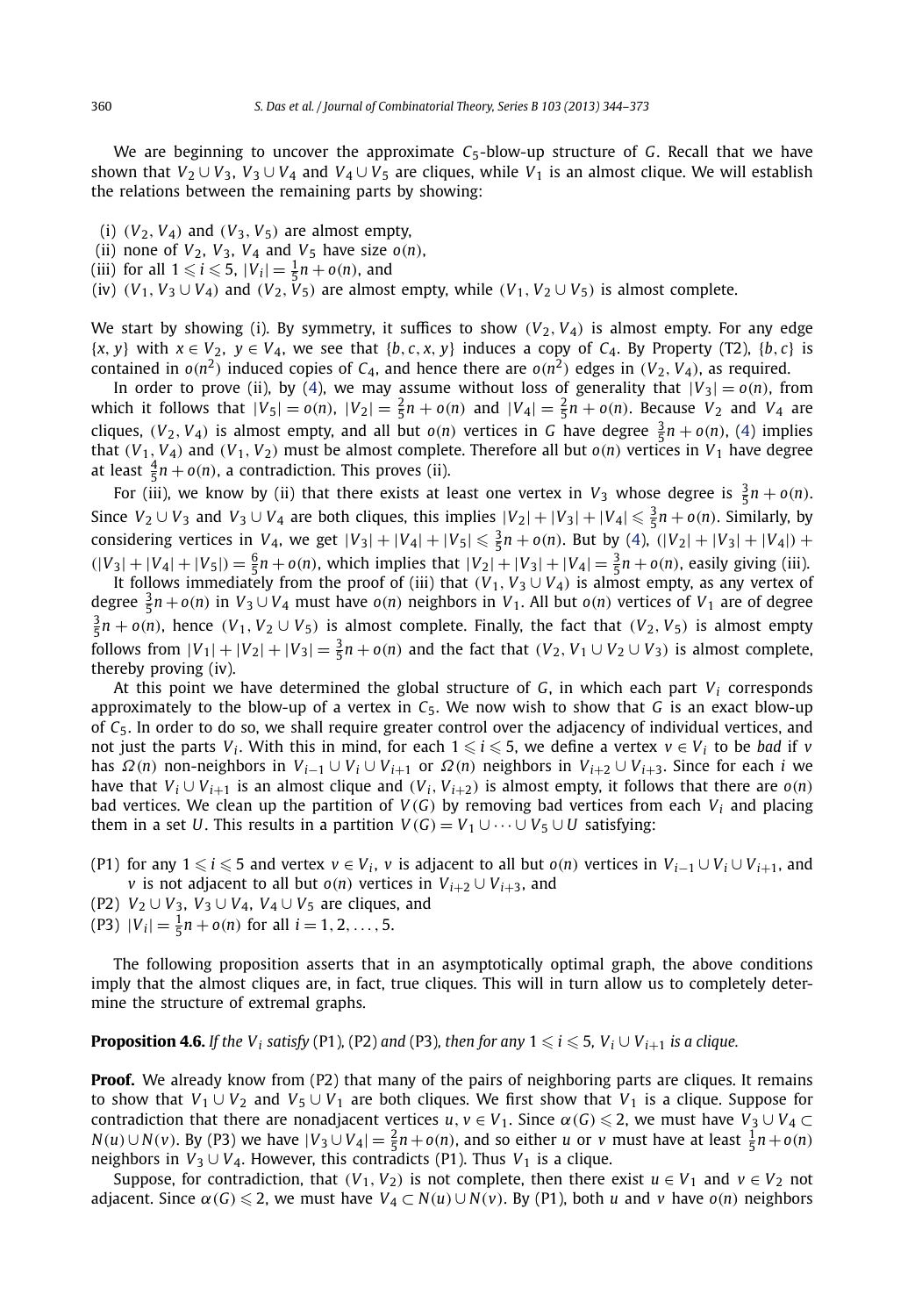We are beginning to uncover the approximate $C_5$-blow-up structure of $G$. Recall that we have shown that $V_2 \cup V_3$, $V_3 \cup V_4$ and $V_4 \cup V_5$ are cliques, while $V_1$ is an almost clique. We will establish the relations between the remaining parts by showing:

(i) $(V_2, V_4)$ and $(V_3, V_5)$ are almost empty,
(ii) none of $V_2$, $V_3$, $V_4$ and $V_5$ have size $o(n)$,
(iii) for all $1 \leqslant i \leqslant 5$, $|V_i| = \frac{1}{5}n + o(n)$, and
(iv) $(V_1, V_3 \cup V_4)$ and $(V_2, V_5)$ are almost empty, while $(V_1, V_2 \cup V_5)$ is almost complete.

We start by showing (i). By symmetry, it suffices to show $(V_2, V_4)$ is almost empty. For any edge $\{x, y\}$ with $x \in V_2$, $y \in V_4$, we see that $\{b, c, x, y\}$ induces a copy of $C_4$. By Property (T2), $\{b, c\}$ is contained in $o(n^2)$ induced copies of $C_4$, and hence there are $o(n^2)$ edges in $(V_2, V_4)$, as required.

In order to prove (ii), by (4), we may assume without loss of generality that $|V_3| = o(n)$, from which it follows that $|V_5| = o(n)$, $|V_2| = \frac{2}{5}n + o(n)$ and $|V_4| = \frac{2}{5}n + o(n)$. Because $V_2$ and $V_4$ are cliques, $(V_2, V_4)$ is almost empty, and all but $o(n)$ vertices in $G$ have degree $\frac{3}{5}n + o(n)$, (4) implies that $(V_1, V_4)$ and $(V_1, V_2)$ must be almost complete. Therefore all but $o(n)$ vertices in $V_1$ have degree at least $\frac{4}{5}n + o(n)$, a contradiction. This proves (ii).

For (iii), we know by (ii) that there exists at least one vertex in $V_3$ whose degree is $\frac{3}{5}n + o(n)$. Since $V_2 \cup V_3$ and $V_3 \cup V_4$ are both cliques, this implies $|V_2| + |V_3| + |V_4| \leqslant \frac{3}{5}n + o(n)$. Similarly, by considering vertices in $V_4$, we get $|V_3| + |V_4| + |V_5| \leqslant \frac{3}{5}n + o(n)$. But by (4), $(|V_2| + |V_3| + |V_4|) + (|V_3| + |V_4| + |V_5|) = \frac{6}{5}n + o(n)$, which implies that $|V_2| + |V_3| + |V_4| = \frac{3}{5}n + o(n)$, easily giving (iii).

It follows immediately from the proof of (iii) that $(V_1, V_3 \cup V_4)$ is almost empty, as any vertex of degree $\frac{3}{5}n + o(n)$ in $V_3 \cup V_4$ must have $o(n)$ neighbors in $V_1$. All but $o(n)$ vertices of $V_1$ are of degree $\frac{3}{5}n + o(n)$, hence $(V_1, V_2 \cup V_5)$ is almost complete. Finally, the fact that $(V_2, V_5)$ is almost empty follows from $|V_1| + |V_2| + |V_3| = \frac{3}{5}n + o(n)$ and the fact that $(V_2, V_1 \cup V_2 \cup V_3)$ is almost complete, thereby proving (iv).

At this point we have determined the global structure of $G$, in which each part $V_i$ corresponds approximately to the blow-up of a vertex in $C_5$. We now wish to show that $G$ is an exact blow-up of $C_5$. In order to do so, we shall require greater control over the adjacency of individual vertices, and not just the parts $V_i$. With this in mind, for each $1 \leqslant i \leqslant 5$, we define a vertex $v \in V_i$ to be *bad* if $v$ has $\Omega(n)$ non-neighbors in $V_{i-1} \cup V_i \cup V_{i+1}$ or $\Omega(n)$ neighbors in $V_{i+2} \cup V_{i+3}$. Since for each $i$ we have that $V_i \cup V_{i+1}$ is an almost clique and $(V_i, V_{i+2})$ is almost empty, it follows that there are $o(n)$ bad vertices. We clean up the partition of $V(G)$ by removing bad vertices from each $V_i$ and placing them in a set $U$. This results in a partition $V(G) = V_1 \cup \cdots \cup V_5 \cup U$ satisfying:

(P1) for any $1 \leqslant i \leqslant 5$ and vertex $v \in V_i$, $v$ is adjacent to all but $o(n)$ vertices in $V_{i-1} \cup V_i \cup V_{i+1}$, and $v$ is not adjacent to all but $o(n)$ vertices in $V_{i+2} \cup V_{i+3}$, and
(P2) $V_2 \cup V_3$, $V_3 \cup V_4$, $V_4 \cup V_5$ are cliques, and
(P3) $|V_i| = \frac{1}{5}n + o(n)$ for all $i = 1, 2, \ldots, 5$.

The following proposition asserts that in an asymptotically optimal graph, the above conditions imply that the almost cliques are, in fact, true cliques. This will in turn allow us to completely determine the structure of extremal graphs.

**Proposition 4.6.** *If the $V_i$ satisfy* (P1), (P2) *and* (P3), *then for any $1 \leqslant i \leqslant 5$, $V_i \cup V_{i+1}$ is a clique.*

**Proof.** We already know from (P2) that many of the pairs of neighboring parts are cliques. It remains to show that $V_1 \cup V_2$ and $V_5 \cup V_1$ are both cliques. We first show that $V_1$ is a clique. Suppose for contradiction that there are nonadjacent vertices $u, v \in V_1$. Since $\alpha(G) \leqslant 2$, we must have $V_3 \cup V_4 \subset N(u) \cup N(v)$. By (P3) we have $|V_3 \cup V_4| = \frac{2}{5}n + o(n)$, and so either $u$ or $v$ must have at least $\frac{1}{5}n + o(n)$ neighbors in $V_3 \cup V_4$. However, this contradicts (P1). Thus $V_1$ is a clique.

Suppose, for contradiction, that $(V_1, V_2)$ is not complete, then there exist $u \in V_1$ and $v \in V_2$ not adjacent. Since $\alpha(G) \leqslant 2$, we must have $V_4 \subset N(u) \cup N(v)$. By (P1), both $u$ and $v$ have $o(n)$ neighbors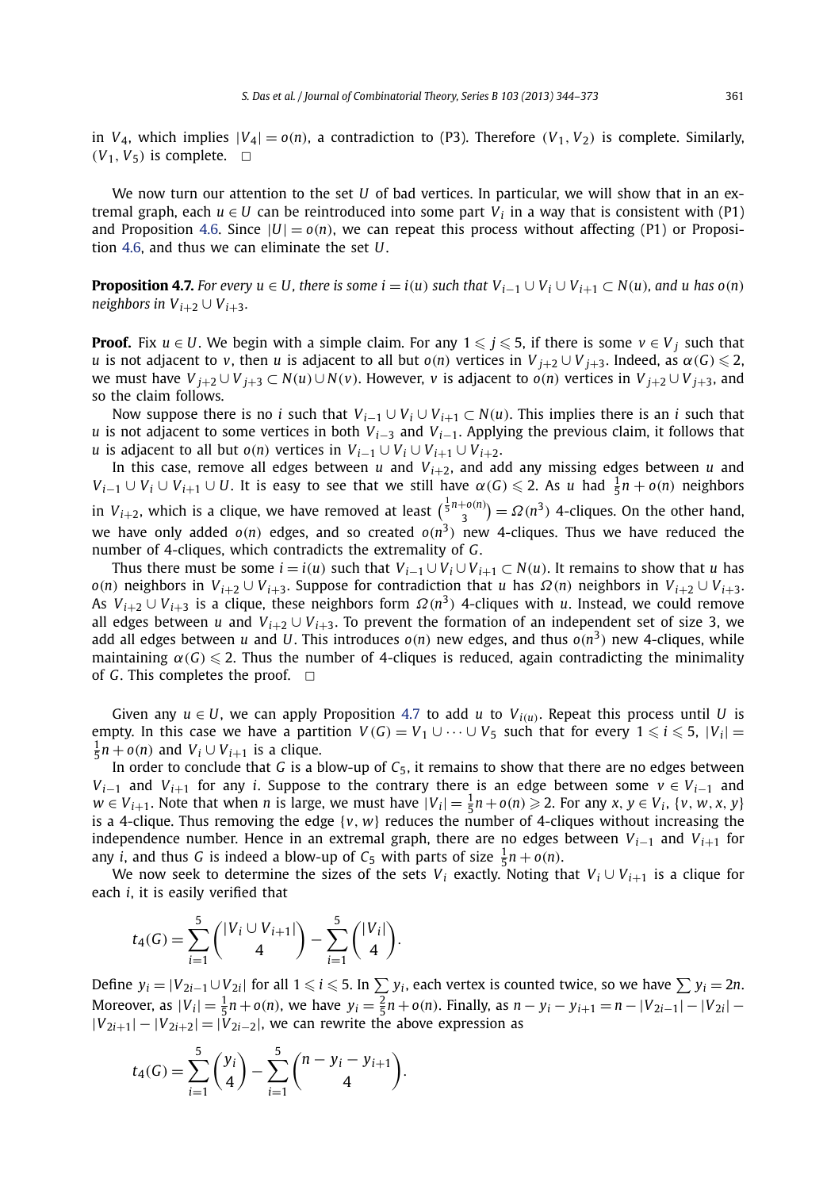in $V_4$, which implies $|V_4| = o(n)$, a contradiction to (P3). Therefore $(V_1, V_2)$ is complete. Similarly, $(V_1, V_5)$ is complete. $\square$

We now turn our attention to the set $U$ of bad vertices. In particular, we will show that in an extremal graph, each $u \in U$ can be reintroduced into some part $V_i$ in a way that is consistent with (P1) and Proposition 4.6. Since $|U| = o(n)$, we can repeat this process without affecting (P1) or Proposition 4.6, and thus we can eliminate the set $U$.

**Proposition 4.7.** *For every $u \in U$, there is some $i = i(u)$ such that $V_{i-1} \cup V_i \cup V_{i+1} \subset N(u)$, and $u$ has $o(n)$ neighbors in $V_{i+2} \cup V_{i+3}$.*

**Proof.** Fix $u \in U$. We begin with a simple claim. For any $1 \leqslant j \leqslant 5$, if there is some $v \in V_j$ such that $u$ is not adjacent to $v$, then $u$ is adjacent to all but $o(n)$ vertices in $V_{j+2} \cup V_{j+3}$. Indeed, as $\alpha(G) \leqslant 2$, we must have $V_{j+2} \cup V_{j+3} \subset N(u) \cup N(v)$. However, $v$ is adjacent to $o(n)$ vertices in $V_{j+2} \cup V_{j+3}$, and so the claim follows.

Now suppose there is no $i$ such that $V_{i-1} \cup V_i \cup V_{i+1} \subset N(u)$. This implies there is an $i$ such that $u$ is not adjacent to some vertices in both $V_{i-3}$ and $V_{i-1}$. Applying the previous claim, it follows that $u$ is adjacent to all but $o(n)$ vertices in $V_{i-1} \cup V_i \cup V_{i+1} \cup V_{i+2}$.

In this case, remove all edges between $u$ and $V_{i+2}$, and add any missing edges between $u$ and $V_{i-1} \cup V_i \cup V_{i+1} \cup U$. It is easy to see that we still have $\alpha(G) \leqslant 2$. As $u$ had $\frac{1}{5}n + o(n)$ neighbors in $V_{i+2}$, which is a clique, we have removed at least $\binom{\frac{1}{5}n+o(n)}{3} = \Omega(n^3)$ 4-cliques. On the other hand, we have only added $o(n)$ edges, and so created $o(n^3)$ new 4-cliques. Thus we have reduced the number of 4-cliques, which contradicts the extremality of $G$.

Thus there must be some $i = i(u)$ such that $V_{i-1} \cup V_i \cup V_{i+1} \subset N(u)$. It remains to show that $u$ has $o(n)$ neighbors in $V_{i+2} \cup V_{i+3}$. Suppose for contradiction that $u$ has $\Omega(n)$ neighbors in $V_{i+2} \cup V_{i+3}$. As $V_{i+2} \cup V_{i+3}$ is a clique, these neighbors form $\Omega(n^3)$ 4-cliques with $u$. Instead, we could remove all edges between $u$ and $V_{i+2} \cup V_{i+3}$. To prevent the formation of an independent set of size 3, we add all edges between $u$ and $U$. This introduces $o(n)$ new edges, and thus $o(n^3)$ new 4-cliques, while maintaining $\alpha(G) \leqslant 2$. Thus the number of 4-cliques is reduced, again contradicting the minimality of $G$. This completes the proof. $\square$

Given any $u \in U$, we can apply Proposition 4.7 to add $u$ to $V_{i(u)}$. Repeat this process until $U$ is empty. In this case we have a partition $V(G) = V_1 \cup \cdots \cup V_5$ such that for every $1 \leqslant i \leqslant 5$, $|V_i| = \frac{1}{5}n + o(n)$ and $V_i \cup V_{i+1}$ is a clique.

In order to conclude that $G$ is a blow-up of $C_5$, it remains to show that there are no edges between $V_{i-1}$ and $V_{i+1}$ for any $i$. Suppose to the contrary there is an edge between some $v \in V_{i-1}$ and $w \in V_{i+1}$. Note that when $n$ is large, we must have $|V_i| = \frac{1}{5}n + o(n) \geqslant 2$. For any $x, y \in V_i$, $\{v, w, x, y\}$ is a 4-clique. Thus removing the edge $\{v, w\}$ reduces the number of 4-cliques without increasing the independence number. Hence in an extremal graph, there are no edges between $V_{i-1}$ and $V_{i+1}$ for any $i$, and thus $G$ is indeed a blow-up of $C_5$ with parts of size $\frac{1}{5}n + o(n)$.

We now seek to determine the sizes of the sets $V_i$ exactly. Noting that $V_i \cup V_{i+1}$ is a clique for each $i$, it is easily verified that

$$t_4(G) = \sum_{i=1}^{5} \binom{|V_i \cup V_{i+1}|}{4} - \sum_{i=1}^{5} \binom{|V_i|}{4}.$$

Define $y_i = |V_{2i-1} \cup V_{2i}|$ for all $1 \leqslant i \leqslant 5$. In $\sum y_i$, each vertex is counted twice, so we have $\sum y_i = 2n$. Moreover, as $|V_i| = \frac{1}{5}n + o(n)$, we have $y_i = \frac{2}{5}n + o(n)$. Finally, as $n - y_i - y_{i+1} = n - |V_{2i-1}| - |V_{2i}| - |V_{2i+1}| - |V_{2i+2}| = |V_{2i-2}|$, we can rewrite the above expression as

$$t_4(G) = \sum_{i=1}^{5} \binom{y_i}{4} - \sum_{i=1}^{5} \binom{n - y_i - y_{i+1}}{4}.$$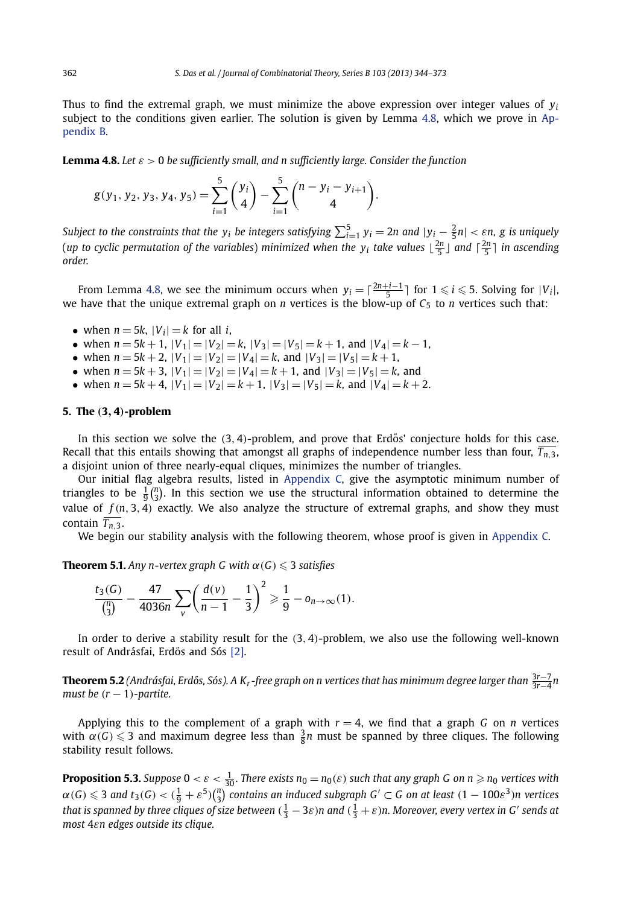Thus to find the extremal graph, we must minimize the above expression over integer values of $y_i$ subject to the conditions given earlier. The solution is given by Lemma 4.8, which we prove in Appendix B.

**Lemma 4.8.** *Let $\varepsilon > 0$ be sufficiently small, and $n$ sufficiently large. Consider the function*

$$g(y_1, y_2, y_3, y_4, y_5) = \sum_{i=1}^{5} \binom{y_i}{4} - \sum_{i=1}^{5} \binom{n - y_i - y_{i+1}}{4}.$$

*Subject to the constraints that the $y_i$ be integers satisfying $\sum_{i=1}^{5} y_i = 2n$ and $|y_i - \frac{2}{5}n| < \varepsilon n$, $g$ is uniquely (up to cyclic permutation of the variables) minimized when the $y_i$ take values $\lfloor \frac{2n}{5} \rfloor$ and $\lceil \frac{2n}{5} \rceil$ in ascending order.*

From Lemma 4.8, we see the minimum occurs when $y_i = \lceil \frac{2n+i-1}{5} \rceil$ for $1 \leqslant i \leqslant 5$. Solving for $|V_i|$, we have that the unique extremal graph on $n$ vertices is the blow-up of $C_5$ to $n$ vertices such that:

- when $n = 5k$, $|V_i| = k$ for all $i$,
- when $n = 5k + 1$, $|V_1| = |V_2| = k$, $|V_3| = |V_5| = k + 1$, and $|V_4| = k - 1$,
- when $n = 5k + 2$, $|V_1| = |V_2| = |V_4| = k$, and $|V_3| = |V_5| = k + 1$,
- when $n = 5k + 3$, $|V_1| = |V_2| = |V_4| = k + 1$, and $|V_3| = |V_5| = k$, and
- when $n = 5k + 4$, $|V_1| = |V_2| = k + 1$, $|V_3| = |V_5| = k$, and $|V_4| = k + 2$.

## 5. The (3, 4)-problem

In this section we solve the (3, 4)-problem, and prove that Erdős' conjecture holds for this case. Recall that this entails showing that amongst all graphs of independence number less than four, $\overline{T_{n,3}}$, a disjoint union of three nearly-equal cliques, minimizes the number of triangles.

Our initial flag algebra results, listed in Appendix C, give the asymptotic minimum number of triangles to be $\frac{1}{9}\binom{n}{3}$. In this section we use the structural information obtained to determine the value of $f(n, 3, 4)$ exactly. We also analyze the structure of extremal graphs, and show they must contain $\overline{T_{n,3}}$.

We begin our stability analysis with the following theorem, whose proof is given in Appendix C.

**Theorem 5.1.** *Any $n$-vertex graph $G$ with $\alpha(G) \leqslant 3$ satisfies*

$$\frac{t_3(G)}{\binom{n}{3}} - \frac{47}{4036n} \sum_{v} \left( \frac{d(v)}{n-1} - \frac{1}{3} \right)^2 \geqslant \frac{1}{9} - o_{n \to \infty}(1).$$

In order to derive a stability result for the (3, 4)-problem, we also use the following well-known result of Andrásfai, Erdős and Sós [2].

**Theorem 5.2** *(Andrásfai, Erdős, Sós). A $K_r$-free graph on $n$ vertices that has minimum degree larger than $\frac{3r-7}{3r-4}n$ must be $(r-1)$-partite.*

Applying this to the complement of a graph with $r = 4$, we find that a graph $G$ on $n$ vertices with $\alpha(G) \leqslant 3$ and maximum degree less than $\frac{3}{8}n$ must be spanned by three cliques. The following stability result follows.

**Proposition 5.3.** *Suppose $0 < \varepsilon < \frac{1}{30}$. There exists $n_0 = n_0(\varepsilon)$ such that any graph $G$ on $n \geqslant n_0$ vertices with $\alpha(G) \leqslant 3$ and $t_3(G) < (\frac{1}{9} + \varepsilon^5)\binom{n}{3}$ contains an induced subgraph $G' \subset G$ on at least $(1 - 100\varepsilon^3)n$ vertices that is spanned by three cliques of size between $(\frac{1}{3} - 3\varepsilon)n$ and $(\frac{1}{3} + \varepsilon)n$. Moreover, every vertex in $G'$ sends at most $4\varepsilon n$ edges outside its clique.*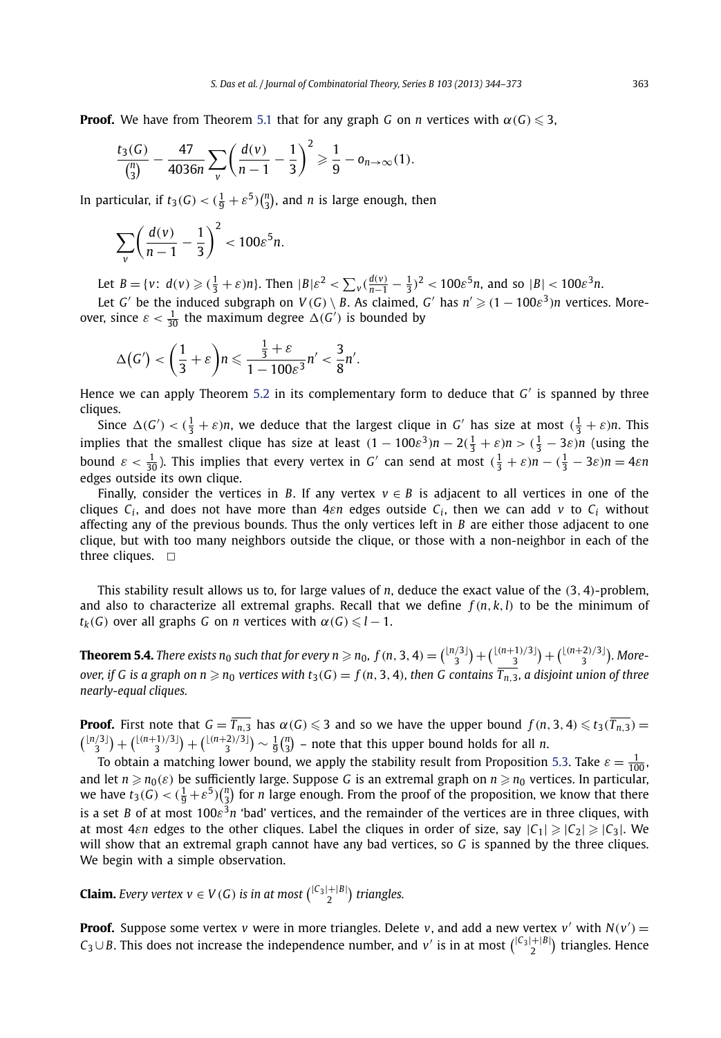**Proof.** We have from Theorem 5.1 that for any graph $G$ on $n$ vertices with $\alpha(G) \leqslant 3$,

$$\frac{t_3(G)}{\binom{n}{3}} - \frac{47}{4036n}\sum_v \left(\frac{d(v)}{n-1} - \frac{1}{3}\right)^2 \geqslant \frac{1}{9} - o_{n\to\infty}(1).$$

In particular, if $t_3(G) < (\frac{1}{9} + \varepsilon^5)\binom{n}{3}$, and $n$ is large enough, then

$$\sum_v \left(\frac{d(v)}{n-1} - \frac{1}{3}\right)^2 < 100\varepsilon^5 n.$$

Let $B = \{v\colon\ d(v) \geqslant (\frac{1}{3} + \varepsilon)n\}$. Then $|B|\varepsilon^2 < \sum_v (\frac{d(v)}{n-1} - \frac{1}{3})^2 < 100\varepsilon^5 n$, and so $|B| < 100\varepsilon^3 n$.

Let $G'$ be the induced subgraph on $V(G) \setminus B$. As claimed, $G'$ has $n' \geqslant (1 - 100\varepsilon^3)n$ vertices. Moreover, since $\varepsilon < \frac{1}{30}$ the maximum degree $\Delta(G')$ is bounded by

$$\Delta(G') < \left(\frac{1}{3} + \varepsilon\right)n \leqslant \frac{\frac{1}{3} + \varepsilon}{1 - 100\varepsilon^3} n' < \frac{3}{8}n'.$$

Hence we can apply Theorem 5.2 in its complementary form to deduce that $G'$ is spanned by three cliques.

Since $\Delta(G') < (\frac{1}{3} + \varepsilon)n$, we deduce that the largest clique in $G'$ has size at most $(\frac{1}{3} + \varepsilon)n$. This implies that the smallest clique has size at least $(1 - 100\varepsilon^3)n - 2(\frac{1}{3} + \varepsilon)n > (\frac{1}{3} - 3\varepsilon)n$ (using the bound $\varepsilon < \frac{1}{30}$). This implies that every vertex in $G'$ can send at most $(\frac{1}{3} + \varepsilon)n - (\frac{1}{3} - 3\varepsilon)n = 4\varepsilon n$ edges outside its own clique.

Finally, consider the vertices in $B$. If any vertex $v \in B$ is adjacent to all vertices in one of the cliques $C_i$, and does not have more than $4\varepsilon n$ edges outside $C_i$, then we can add $v$ to $C_i$ without affecting any of the previous bounds. Thus the only vertices left in $B$ are either those adjacent to one clique, but with too many neighbors outside the clique, or those with a non-neighbor in each of the three cliques. $\square$

This stability result allows us to, for large values of $n$, deduce the exact value of the $(3, 4)$-problem, and also to characterize all extremal graphs. Recall that we define $f(n, k, l)$ to be the minimum of $t_k(G)$ over all graphs $G$ on $n$ vertices with $\alpha(G) \leqslant l - 1$.

**Theorem 5.4.** *There exists $n_0$ such that for every $n \geqslant n_0$, $f(n, 3, 4) = \binom{\lfloor n/3 \rfloor}{3} + \binom{\lfloor (n+1)/3 \rfloor}{3} + \binom{\lfloor (n+2)/3 \rfloor}{3}$. Moreover, if $G$ is a graph on $n \geqslant n_0$ vertices with $t_3(G) = f(n, 3, 4)$, then $G$ contains $\overline{T_{n,3}}$, a disjoint union of three nearly-equal cliques.*

**Proof.** First note that $G = \overline{T_{n,3}}$ has $\alpha(G) \leqslant 3$ and so we have the upper bound $f(n, 3, 4) \leqslant t_3(\overline{T_{n,3}}) = \binom{\lfloor n/3 \rfloor}{3} + \binom{\lfloor (n+1)/3 \rfloor}{3} + \binom{\lfloor (n+2)/3 \rfloor}{3} \sim \frac{1}{9}\binom{n}{3}$ – note that this upper bound holds for all $n$.

To obtain a matching lower bound, we apply the stability result from Proposition 5.3. Take $\varepsilon = \frac{1}{100}$, and let $n \geqslant n_0(\varepsilon)$ be sufficiently large. Suppose $G$ is an extremal graph on $n \geqslant n_0$ vertices. In particular, we have $t_3(G) < (\frac{1}{9} + \varepsilon^5)\binom{n}{3}$ for $n$ large enough. From the proof of the proposition, we know that there is a set $B$ of at most $100\varepsilon^3 n$ 'bad' vertices, and the remainder of the vertices are in three cliques, with at most $4\varepsilon n$ edges to the other cliques. Label the cliques in order of size, say $|C_1| \geqslant |C_2| \geqslant |C_3|$. We will show that an extremal graph cannot have any bad vertices, so $G$ is spanned by the three cliques. We begin with a simple observation.

**Claim.** *Every vertex $v \in V(G)$ is in at most $\binom{|C_3|+|B|}{2}$ triangles.*

**Proof.** Suppose some vertex $v$ were in more triangles. Delete $v$, and add a new vertex $v'$ with $N(v') = C_3 \cup B$. This does not increase the independence number, and $v'$ is in at most $\binom{|C_3|+|B|}{2}$ triangles. Hence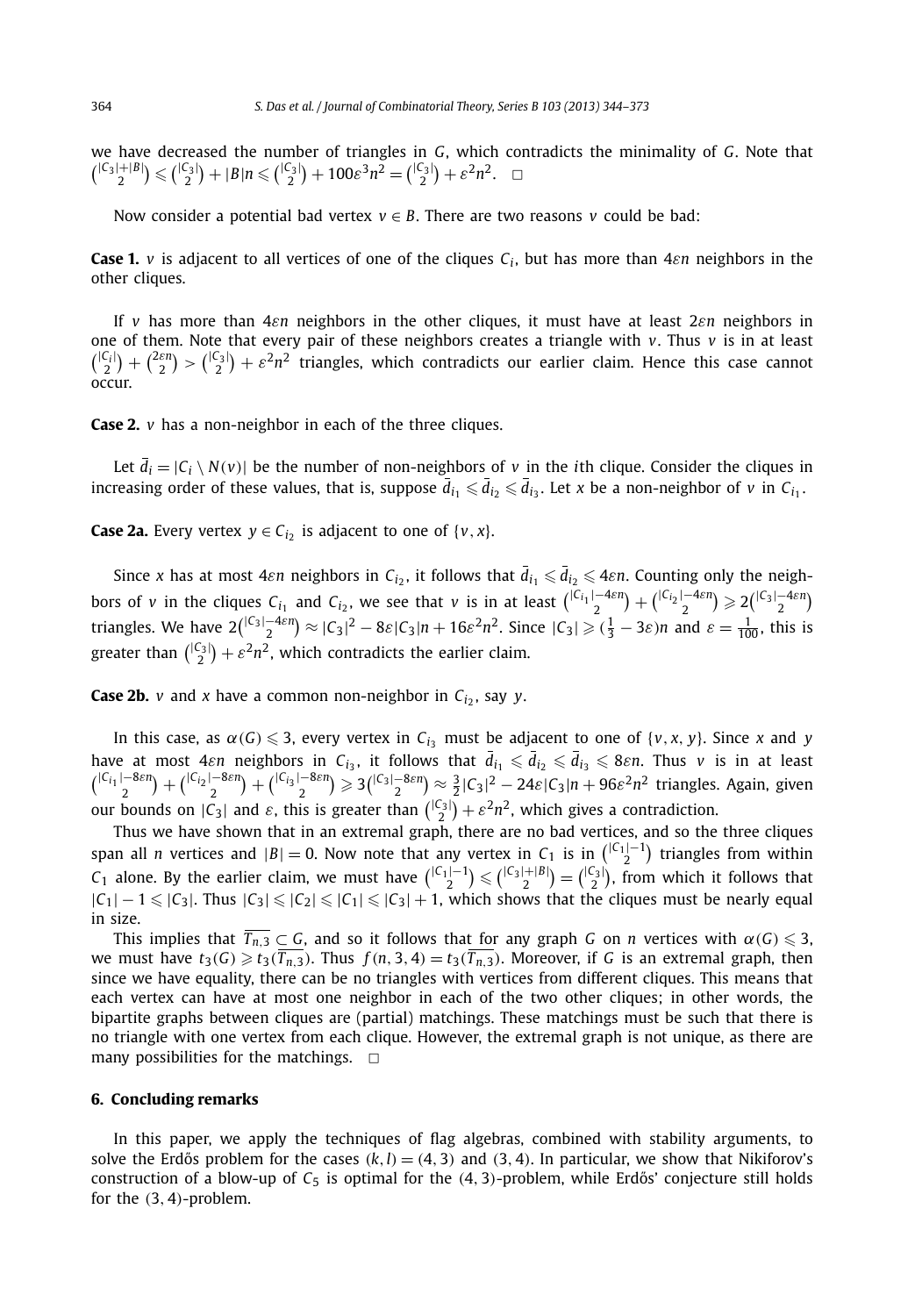we have decreased the number of triangles in $G$, which contradicts the minimality of $G$. Note that $\binom{|C_3|+|B|}{2} \leqslant \binom{|C_3|}{2} + |B|n \leqslant \binom{|C_3|}{2} + 100\varepsilon^3 n^2 = \binom{|C_3|}{2} + \varepsilon^2 n^2$. $\square$

Now consider a potential bad vertex $v \in B$. There are two reasons $v$ could be bad:

**Case 1.** $v$ is adjacent to all vertices of one of the cliques $C_i$, but has more than $4\varepsilon n$ neighbors in the other cliques.

If $v$ has more than $4\varepsilon n$ neighbors in the other cliques, it must have at least $2\varepsilon n$ neighbors in one of them. Note that every pair of these neighbors creates a triangle with $v$. Thus $v$ is in at least $\binom{|C_i|}{2} + \binom{2\varepsilon n}{2} > \binom{|C_3|}{2} + \varepsilon^2 n^2$ triangles, which contradicts our earlier claim. Hence this case cannot occur.

**Case 2.** $v$ has a non-neighbor in each of the three cliques.

Let $\bar{d}_i = |C_i \setminus N(v)|$ be the number of non-neighbors of $v$ in the $i$th clique. Consider the cliques in increasing order of these values, that is, suppose $\bar{d}_{i_1} \leqslant \bar{d}_{i_2} \leqslant \bar{d}_{i_3}$. Let $x$ be a non-neighbor of $v$ in $C_{i_1}$.

**Case 2a.** Every vertex $y \in C_{i_2}$ is adjacent to one of $\{v, x\}$.

Since $x$ has at most $4\varepsilon n$ neighbors in $C_{i_2}$, it follows that $\bar{d}_{i_1} \leqslant \bar{d}_{i_2} \leqslant 4\varepsilon n$. Counting only the neighbors of $v$ in the cliques $C_{i_1}$ and $C_{i_2}$, we see that $v$ is in at least $\binom{|C_{i_1}|-4\varepsilon n}{2} + \binom{|C_{i_2}|-4\varepsilon n}{2} \geqslant 2\binom{|C_3|-4\varepsilon n}{2}$ triangles. We have $2\binom{|C_3|-4\varepsilon n}{2} \approx |C_3|^2 - 8\varepsilon|C_3|n + 16\varepsilon^2 n^2$. Since $|C_3| \geqslant (\frac{1}{3} - 3\varepsilon)n$ and $\varepsilon = \frac{1}{100}$, this is greater than $\binom{|C_3|}{2} + \varepsilon^2 n^2$, which contradicts the earlier claim.

**Case 2b.** $v$ and $x$ have a common non-neighbor in $C_{i_2}$, say $y$.

In this case, as $\alpha(G) \leqslant 3$, every vertex in $C_{i_3}$ must be adjacent to one of $\{v, x, y\}$. Since $x$ and $y$ have at most $4\varepsilon n$ neighbors in $C_{i_3}$, it follows that $\bar{d}_{i_1} \leqslant \bar{d}_{i_2} \leqslant \bar{d}_{i_3} \leqslant 8\varepsilon n$. Thus $v$ is in at least $\binom{|C_{i_1}|-8\varepsilon n}{2} + \binom{|C_{i_2}|-8\varepsilon n}{2} + \binom{|C_{i_3}|-8\varepsilon n}{2} \geqslant 3\binom{|C_3|-8\varepsilon n}{2} \approx \frac{3}{2}|C_3|^2 - 24\varepsilon|C_3|n + 96\varepsilon^2 n^2$ triangles. Again, given our bounds on $|C_3|$ and $\varepsilon$, this is greater than $\binom{|C_3|}{2} + \varepsilon^2 n^2$, which gives a contradiction.

Thus we have shown that in an extremal graph, there are no bad vertices, and so the three cliques span all $n$ vertices and $|B| = 0$. Now note that any vertex in $C_1$ is in $\binom{|C_1|-1}{2}$ triangles from within $C_1$ alone. By the earlier claim, we must have $\binom{|C_1|-1}{2} \leqslant \binom{|C_3|+|B|}{2} = \binom{|C_3|}{2}$, from which it follows that $|C_1| - 1 \leqslant |C_3|$. Thus $|C_3| \leqslant |C_2| \leqslant |C_1| \leqslant |C_3| + 1$, which shows that the cliques must be nearly equal in size.

This implies that $\overline{T_{n,3}} \subset G$, and so it follows that for any graph $G$ on $n$ vertices with $\alpha(G) \leqslant 3$, we must have $t_3(G) \geqslant t_3(\overline{T_{n,3}})$. Thus $f(n, 3, 4) = t_3(\overline{T_{n,3}})$. Moreover, if $G$ is an extremal graph, then since we have equality, there can be no triangles with vertices from different cliques. This means that each vertex can have at most one neighbor in each of the two other cliques; in other words, the bipartite graphs between cliques are (partial) matchings. These matchings must be such that there is no triangle with one vertex from each clique. However, the extremal graph is not unique, as there are many possibilities for the matchings. $\square$

## 6. Concluding remarks

In this paper, we apply the techniques of flag algebras, combined with stability arguments, to solve the Erdős problem for the cases $(k, l) = (4, 3)$ and $(3, 4)$. In particular, we show that Nikiforov's construction of a blow-up of $C_5$ is optimal for the $(4, 3)$-problem, while Erdős' conjecture still holds for the $(3, 4)$-problem.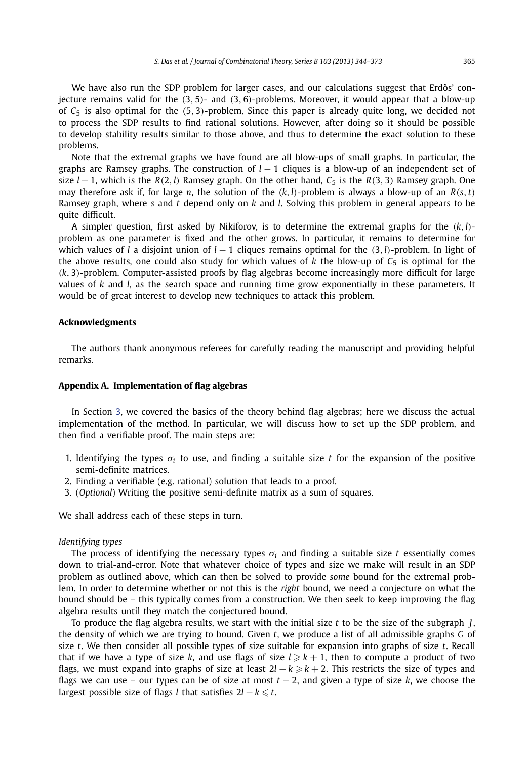We have also run the SDP problem for larger cases, and our calculations suggest that Erdős' conjecture remains valid for the $(3,5)$- and $(3,6)$-problems. Moreover, it would appear that a blow-up of $C_5$ is also optimal for the $(5,3)$-problem. Since this paper is already quite long, we decided not to process the SDP results to find rational solutions. However, after doing so it should be possible to develop stability results similar to those above, and thus to determine the exact solution to these problems.

Note that the extremal graphs we have found are all blow-ups of small graphs. In particular, the graphs are Ramsey graphs. The construction of $l-1$ cliques is a blow-up of an independent set of size $l-1$, which is the $R(2,l)$ Ramsey graph. On the other hand, $C_5$ is the $R(3,3)$ Ramsey graph. One may therefore ask if, for large $n$, the solution of the $(k,l)$-problem is always a blow-up of an $R(s,t)$ Ramsey graph, where $s$ and $t$ depend only on $k$ and $l$. Solving this problem in general appears to be quite difficult.

A simpler question, first asked by Nikiforov, is to determine the extremal graphs for the $(k,l)$-problem as one parameter is fixed and the other grows. In particular, it remains to determine for which values of $l$ a disjoint union of $l-1$ cliques remains optimal for the $(3,l)$-problem. In light of the above results, one could also study for which values of $k$ the blow-up of $C_5$ is optimal for the $(k,3)$-problem. Computer-assisted proofs by flag algebras become increasingly more difficult for large values of $k$ and $l$, as the search space and running time grow exponentially in these parameters. It would be of great interest to develop new techniques to attack this problem.

## Acknowledgments

The authors thank anonymous referees for carefully reading the manuscript and providing helpful remarks.

## Appendix A. Implementation of flag algebras

In Section 3, we covered the basics of the theory behind flag algebras; here we discuss the actual implementation of the method. In particular, we will discuss how to set up the SDP problem, and then find a verifiable proof. The main steps are:

1. Identifying the types $\sigma_i$ to use, and finding a suitable size $t$ for the expansion of the positive semi-definite matrices.
2. Finding a verifiable (e.g. rational) solution that leads to a proof.
3. (*Optional*) Writing the positive semi-definite matrix as a sum of squares.

We shall address each of these steps in turn.

*Identifying types*

The process of identifying the necessary types $\sigma_i$ and finding a suitable size $t$ essentially comes down to trial-and-error. Note that whatever choice of types and size we make will result in an SDP problem as outlined above, which can then be solved to provide *some* bound for the extremal problem. In order to determine whether or not this is the *right* bound, we need a conjecture on what the bound should be – this typically comes from a construction. We then seek to keep improving the flag algebra results until they match the conjectured bound.

To produce the flag algebra results, we start with the initial size $t$ to be the size of the subgraph $J$, the density of which we are trying to bound. Given $t$, we produce a list of all admissible graphs $G$ of size $t$. We then consider all possible types of size suitable for expansion into graphs of size $t$. Recall that if we have a type of size $k$, and use flags of size $l \geqslant k+1$, then to compute a product of two flags, we must expand into graphs of size at least $2l-k \geqslant k+2$. This restricts the size of types and flags we can use – our types can be of size at most $t-2$, and given a type of size $k$, we choose the largest possible size of flags $l$ that satisfies $2l-k \leqslant t$.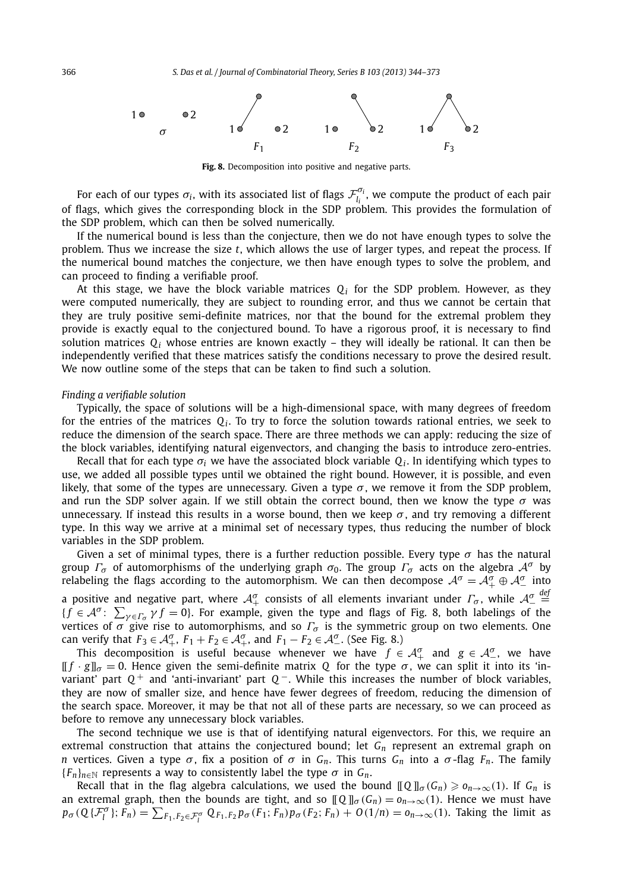1     2
σ

1     2
$F_1$

1     2
$F_2$

1     2
$F_3$

**Fig. 8.** Decomposition into positive and negative parts.

For each of our types $\sigma_i$, with its associated list of flags $\mathcal{F}_{l_i}^{\sigma_i}$, we compute the product of each pair of flags, which gives the corresponding block in the SDP problem. This provides the formulation of the SDP problem, which can then be solved numerically.

If the numerical bound is less than the conjecture, then we do not have enough types to solve the problem. Thus we increase the size $t$, which allows the use of larger types, and repeat the process. If the numerical bound matches the conjecture, we then have enough types to solve the problem, and can proceed to finding a verifiable proof.

At this stage, we have the block variable matrices $Q_i$ for the SDP problem. However, as they were computed numerically, they are subject to rounding error, and thus we cannot be certain that they are truly positive semi-definite matrices, nor that the bound for the extremal problem they provide is exactly equal to the conjectured bound. To have a rigorous proof, it is necessary to find solution matrices $Q_i$ whose entries are known exactly – they will ideally be rational. It can then be independently verified that these matrices satisfy the conditions necessary to prove the desired result. We now outline some of the steps that can be taken to find such a solution.

*Finding a verifiable solution*

Typically, the space of solutions will be a high-dimensional space, with many degrees of freedom for the entries of the matrices $Q_i$. To try to force the solution towards rational entries, we seek to reduce the dimension of the search space. There are three methods we can apply: reducing the size of the block variables, identifying natural eigenvectors, and changing the basis to introduce zero-entries.

Recall that for each type $\sigma_i$ we have the associated block variable $Q_i$. In identifying which types to use, we added all possible types until we obtained the right bound. However, it is possible, and even likely, that some of the types are unnecessary. Given a type $\sigma$, we remove it from the SDP problem, and run the SDP solver again. If we still obtain the correct bound, then we know the type $\sigma$ was unnecessary. If instead this results in a worse bound, then we keep $\sigma$, and try removing a different type. In this way we arrive at a minimal set of necessary types, thus reducing the number of block variables in the SDP problem.

Given a set of minimal types, there is a further reduction possible. Every type $\sigma$ has the natural group $\Gamma_\sigma$ of automorphisms of the underlying graph $\sigma_0$. The group $\Gamma_\sigma$ acts on the algebra $\mathcal{A}^\sigma$ by relabeling the flags according to the automorphism. We can then decompose $\mathcal{A}^\sigma = \mathcal{A}_+^\sigma \oplus \mathcal{A}_-^\sigma$ into a positive and negative part, where $\mathcal{A}_+^\sigma$ consists of all elements invariant under $\Gamma_\sigma$, while $\mathcal{A}_-^\sigma \stackrel{def}{=} \{f \in \mathcal{A}^\sigma\colon \sum_{\gamma \in \Gamma_\sigma} \gamma f = 0\}$. For example, given the type and flags of Fig. 8, both labelings of the vertices of $\sigma$ give rise to automorphisms, and so $\Gamma_\sigma$ is the symmetric group on two elements. One can verify that $F_3 \in \mathcal{A}_+^\sigma$, $F_1 + F_2 \in \mathcal{A}_+^\sigma$, and $F_1 - F_2 \in \mathcal{A}_-^\sigma$. (See Fig. 8.)

This decomposition is useful because whenever we have $f \in \mathcal{A}_+^\sigma$ and $g \in \mathcal{A}_-^\sigma$, we have $[\![ f \cdot g ]\!]_\sigma = 0$. Hence given the semi-definite matrix $Q$ for the type $\sigma$, we can split it into its 'invariant' part $Q^+$ and 'anti-invariant' part $Q^-$. While this increases the number of block variables, they are now of smaller size, and hence have fewer degrees of freedom, reducing the dimension of the search space. Moreover, it may be that not all of these parts are necessary, so we can proceed as before to remove any unnecessary block variables.

The second technique we use is that of identifying natural eigenvectors. For this, we require an extremal construction that attains the conjectured bound; let $G_n$ represent an extremal graph on $n$ vertices. Given a type $\sigma$, fix a position of $\sigma$ in $G_n$. This turns $G_n$ into a $\sigma$-flag $F_n$. The family $\{F_n\}_{n \in \mathbb{N}}$ represents a way to consistently label the type $\sigma$ in $G_n$.

Recall that in the flag algebra calculations, we used the bound $[\![ Q ]\!]_\sigma(G_n) \geqslant o_{n\to\infty}(1)$. If $G_n$ is an extremal graph, then the bounds are tight, and so $[\![ Q ]\!]_\sigma(G_n) = o_{n\to\infty}(1)$. Hence we must have $p_\sigma(Q\{\mathcal{F}_l^\sigma\}; F_n) = \sum_{F_1, F_2 \in \mathcal{F}_l^\sigma} Q_{F_1,F_2} p_\sigma(F_1; F_n) p_\sigma(F_2; F_n) + O(1/n) = o_{n\to\infty}(1)$. Taking the limit as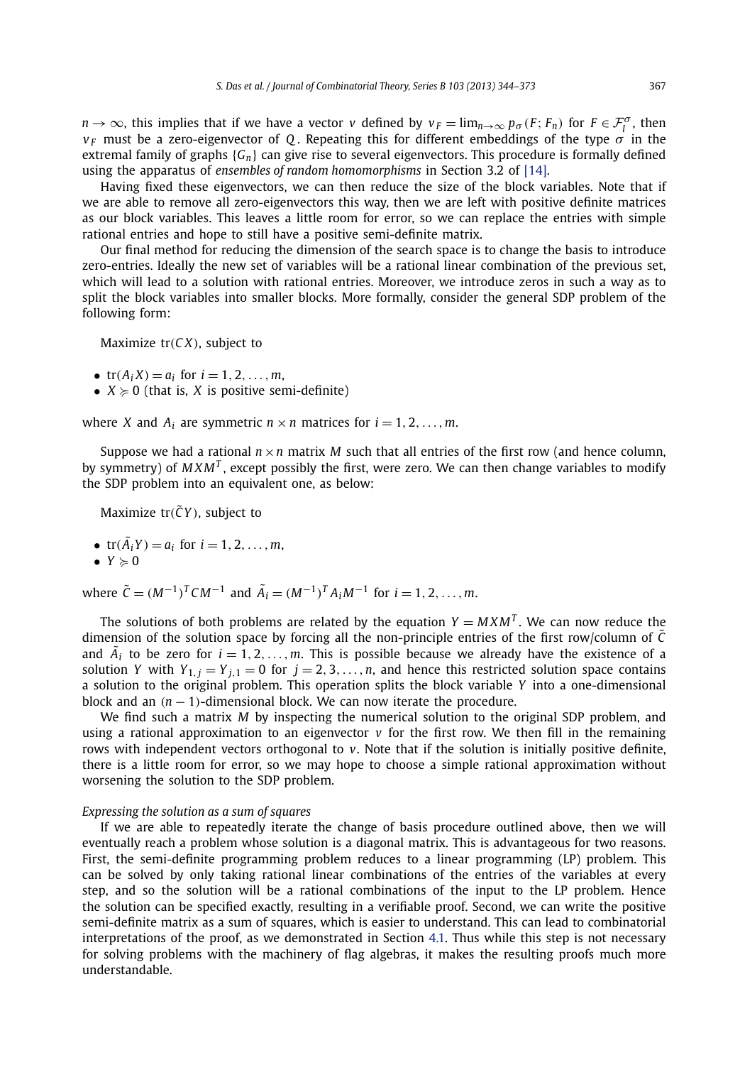$n \to \infty$, this implies that if we have a vector $v$ defined by $v_F = \lim_{n\to\infty} p_\sigma(F; F_n)$ for $F \in \mathcal{F}_l^\sigma$, then $v_F$ must be a zero-eigenvector of $Q$. Repeating this for different embeddings of the type $\sigma$ in the extremal family of graphs $\{G_n\}$ can give rise to several eigenvectors. This procedure is formally defined using the apparatus of *ensembles of random homomorphisms* in Section 3.2 of [14].

Having fixed these eigenvectors, we can then reduce the size of the block variables. Note that if we are able to remove all zero-eigenvectors this way, then we are left with positive definite matrices as our block variables. This leaves a little room for error, so we can replace the entries with simple rational entries and hope to still have a positive semi-definite matrix.

Our final method for reducing the dimension of the search space is to change the basis to introduce zero-entries. Ideally the new set of variables will be a rational linear combination of the previous set, which will lead to a solution with rational entries. Moreover, we introduce zeros in such a way as to split the block variables into smaller blocks. More formally, consider the general SDP problem of the following form:

Maximize $\mathrm{tr}(CX)$, subject to

- $\mathrm{tr}(A_i X) = a_i$ for $i = 1, 2, \ldots, m$,
- $X \succcurlyeq 0$ (that is, $X$ is positive semi-definite)

where $X$ and $A_i$ are symmetric $n \times n$ matrices for $i = 1, 2, \ldots, m$.

Suppose we had a rational $n \times n$ matrix $M$ such that all entries of the first row (and hence column, by symmetry) of $MXM^T$, except possibly the first, were zero. We can then change variables to modify the SDP problem into an equivalent one, as below:

Maximize $\mathrm{tr}(\tilde{C}Y)$, subject to

- $\mathrm{tr}(\tilde{A}_i Y) = a_i$ for $i = 1, 2, \ldots, m$,
- $Y \succcurlyeq 0$

where $\tilde{C} = (M^{-1})^T C M^{-1}$ and $\tilde{A}_i = (M^{-1})^T A_i M^{-1}$ for $i = 1, 2, \ldots, m$.

The solutions of both problems are related by the equation $Y = MXM^T$. We can now reduce the dimension of the solution space by forcing all the non-principle entries of the first row/column of $\tilde{C}$ and $\tilde{A}_i$ to be zero for $i = 1, 2, \ldots, m$. This is possible because we already have the existence of a solution $Y$ with $Y_{1,j} = Y_{j,1} = 0$ for $j = 2, 3, \ldots, n$, and hence this restricted solution space contains a solution to the original problem. This operation splits the block variable $Y$ into a one-dimensional block and an $(n-1)$-dimensional block. We can now iterate the procedure.

We find such a matrix $M$ by inspecting the numerical solution to the original SDP problem, and using a rational approximation to an eigenvector $v$ for the first row. We then fill in the remaining rows with independent vectors orthogonal to $v$. Note that if the solution is initially positive definite, there is a little room for error, so we may hope to choose a simple rational approximation without worsening the solution to the SDP problem.

*Expressing the solution as a sum of squares*

If we are able to repeatedly iterate the change of basis procedure outlined above, then we will eventually reach a problem whose solution is a diagonal matrix. This is advantageous for two reasons. First, the semi-definite programming problem reduces to a linear programming (LP) problem. This can be solved by only taking rational linear combinations of the entries of the variables at every step, and so the solution will be a rational combinations of the input to the LP problem. Hence the solution can be specified exactly, resulting in a verifiable proof. Second, we can write the positive semi-definite matrix as a sum of squares, which is easier to understand. This can lead to combinatorial interpretations of the proof, as we demonstrated in Section 4.1. Thus while this step is not necessary for solving problems with the machinery of flag algebras, it makes the resulting proofs much more understandable.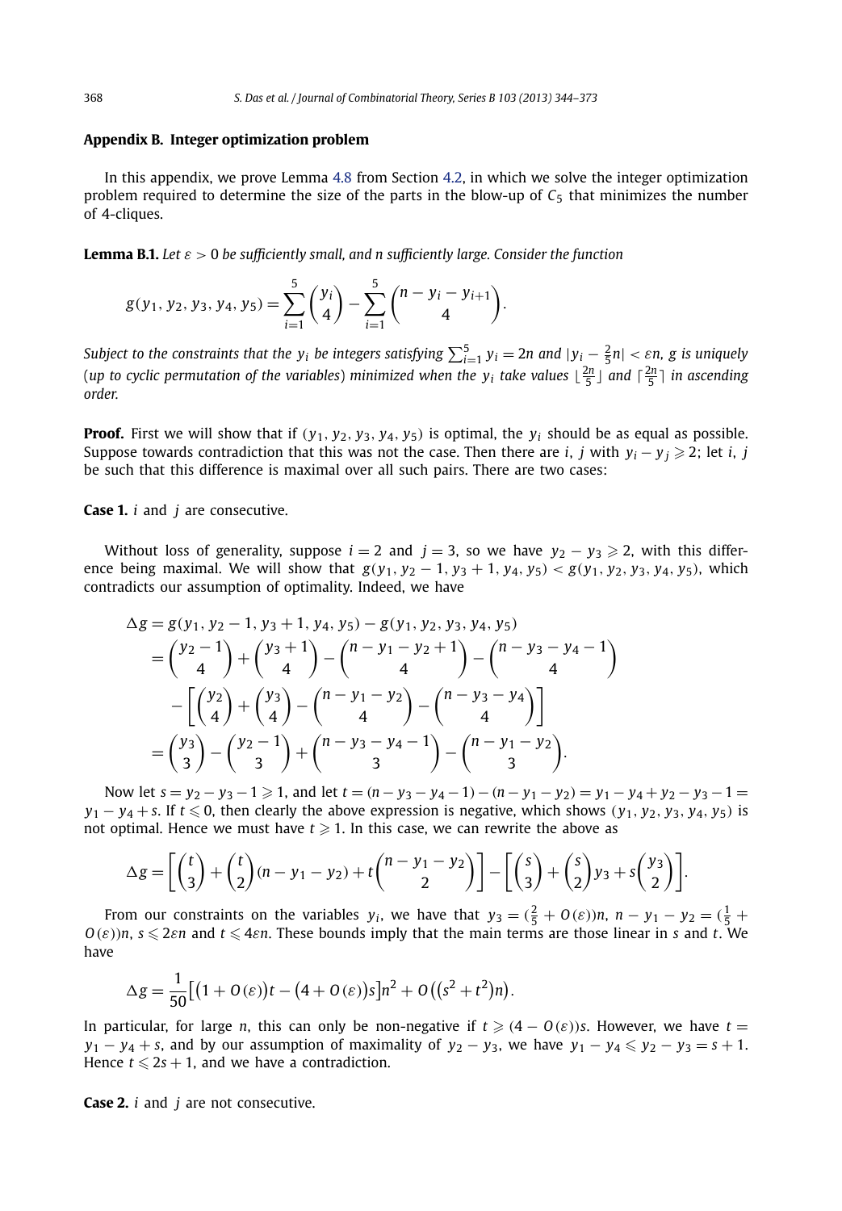## Appendix B. Integer optimization problem

In this appendix, we prove Lemma 4.8 from Section 4.2, in which we solve the integer optimization problem required to determine the size of the parts in the blow-up of $C_5$ that minimizes the number of 4-cliques.

**Lemma B.1.** *Let $\varepsilon > 0$ be sufficiently small, and $n$ sufficiently large. Consider the function*

$$g(y_1, y_2, y_3, y_4, y_5) = \sum_{i=1}^{5} \binom{y_i}{4} - \sum_{i=1}^{5} \binom{n - y_i - y_{i+1}}{4}.$$

*Subject to the constraints that the $y_i$ be integers satisfying $\sum_{i=1}^{5} y_i = 2n$ and $|y_i - \frac{2}{5}n| < \varepsilon n$, $g$ is uniquely (up to cyclic permutation of the variables) minimized when the $y_i$ take values $\lfloor \frac{2n}{5} \rfloor$ and $\lceil \frac{2n}{5} \rceil$ in ascending order.*

**Proof.** First we will show that if $(y_1, y_2, y_3, y_4, y_5)$ is optimal, the $y_i$ should be as equal as possible. Suppose towards contradiction that this was not the case. Then there are $i$, $j$ with $y_i - y_j \geqslant 2$; let $i$, $j$ be such that this difference is maximal over all such pairs. There are two cases:

**Case 1.** $i$ and $j$ are consecutive.

Without loss of generality, suppose $i = 2$ and $j = 3$, so we have $y_2 - y_3 \geqslant 2$, with this difference being maximal. We will show that $g(y_1, y_2 - 1, y_3 + 1, y_4, y_5) < g(y_1, y_2, y_3, y_4, y_5)$, which contradicts our assumption of optimality. Indeed, we have

$$\begin{aligned}
\Delta g &= g(y_1, y_2 - 1, y_3 + 1, y_4, y_5) - g(y_1, y_2, y_3, y_4, y_5) \\
&= \binom{y_2 - 1}{4} + \binom{y_3 + 1}{4} - \binom{n - y_1 - y_2 + 1}{4} - \binom{n - y_3 - y_4 - 1}{4} \\
&\quad - \left[ \binom{y_2}{4} + \binom{y_3}{4} - \binom{n - y_1 - y_2}{4} - \binom{n - y_3 - y_4}{4} \right] \\
&= \binom{y_3}{3} - \binom{y_2 - 1}{3} + \binom{n - y_3 - y_4 - 1}{3} - \binom{n - y_1 - y_2}{3}.
\end{aligned}$$

Now let $s = y_2 - y_3 - 1 \geqslant 1$, and let $t = (n - y_3 - y_4 - 1) - (n - y_1 - y_2) = y_1 - y_4 + y_2 - y_3 - 1 = y_1 - y_4 + s$. If $t \leqslant 0$, then clearly the above expression is negative, which shows $(y_1, y_2, y_3, y_4, y_5)$ is not optimal. Hence we must have $t \geqslant 1$. In this case, we can rewrite the above as

$$\Delta g = \left[ \binom{t}{3} + \binom{t}{2}(n - y_1 - y_2) + t\binom{n - y_1 - y_2}{2} \right] - \left[ \binom{s}{3} + \binom{s}{2} y_3 + s\binom{y_3}{2} \right].$$

From our constraints on the variables $y_i$, we have that $y_3 = (\frac{2}{5} + O(\varepsilon))n$, $n - y_1 - y_2 = (\frac{1}{5} + O(\varepsilon))n$, $s \leqslant 2\varepsilon n$ and $t \leqslant 4\varepsilon n$. These bounds imply that the main terms are those linear in $s$ and $t$. We have

$$\Delta g = \frac{1}{50}\left[ \left(1 + O(\varepsilon)\right)t - \left(4 + O(\varepsilon)\right)s \right] n^2 + O\left( \left(s^2 + t^2\right) n \right).$$

In particular, for large $n$, this can only be non-negative if $t \geqslant (4 - O(\varepsilon))s$. However, we have $t = y_1 - y_4 + s$, and by our assumption of maximality of $y_2 - y_3$, we have $y_1 - y_4 \leqslant y_2 - y_3 = s + 1$. Hence $t \leqslant 2s + 1$, and we have a contradiction.

**Case 2.** $i$ and $j$ are not consecutive.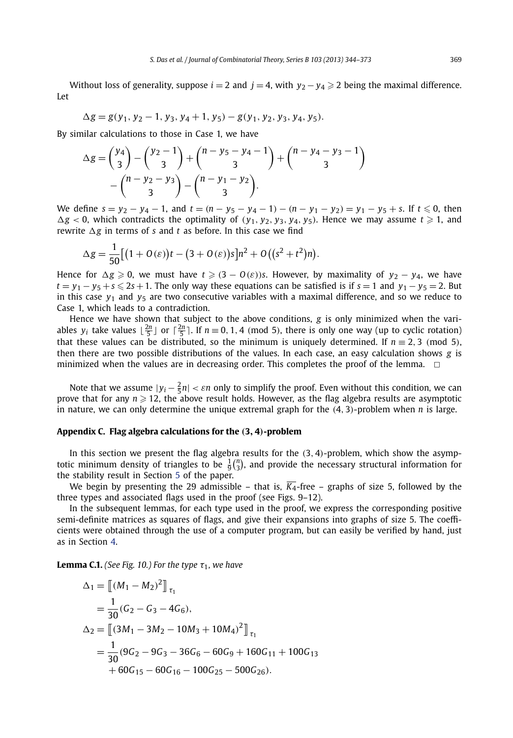Without loss of generality, suppose $i = 2$ and $j = 4$, with $y_2 - y_4 \geqslant 2$ being the maximal difference. Let

$$\Delta g = g(y_1, y_2 - 1, y_3, y_4 + 1, y_5) - g(y_1, y_2, y_3, y_4, y_5).$$

By similar calculations to those in Case 1, we have

$$\Delta g = \binom{y_4}{3} - \binom{y_2 - 1}{3} + \binom{n - y_5 - y_4 - 1}{3} + \binom{n - y_4 - y_3 - 1}{3} - \binom{n - y_2 - y_3}{3} - \binom{n - y_1 - y_2}{3}.$$

We define $s = y_2 - y_4 - 1$, and $t = (n - y_5 - y_4 - 1) - (n - y_1 - y_2) = y_1 - y_5 + s$. If $t \leqslant 0$, then $\Delta g < 0$, which contradicts the optimality of $(y_1, y_2, y_3, y_4, y_5)$. Hence we may assume $t \geqslant 1$, and rewrite $\Delta g$ in terms of $s$ and $t$ as before. In this case we find

$$\Delta g = \frac{1}{50}\big[\big(1 + O(\varepsilon)\big)t - \big(3 + O(\varepsilon)\big)s\big]n^2 + O\big(\big(s^2 + t^2\big)n\big).$$

Hence for $\Delta g \geqslant 0$, we must have $t \geqslant (3 - O(\varepsilon))s$. However, by maximality of $y_2 - y_4$, we have $t = y_1 - y_5 + s \leqslant 2s + 1$. The only way these equations can be satisfied is if $s = 1$ and $y_1 - y_5 = 2$. But in this case $y_1$ and $y_5$ are two consecutive variables with a maximal difference, and so we reduce to Case 1, which leads to a contradiction.

Hence we have shown that subject to the above conditions, $g$ is only minimized when the variables $y_i$ take values $\lfloor \frac{2n}{5} \rfloor$ or $\lceil \frac{2n}{5} \rceil$. If $n \equiv 0, 1, 4 \pmod 5$, there is only one way (up to cyclic rotation) that these values can be distributed, so the minimum is uniquely determined. If $n \equiv 2, 3 \pmod 5$, then there are two possible distributions of the values. In each case, an easy calculation shows $g$ is minimized when the values are in decreasing order. This completes the proof of the lemma. $\square$

Note that we assume $|y_i - \frac{2}{5}n| < \varepsilon n$ only to simplify the proof. Even without this condition, we can prove that for any $n \geqslant 12$, the above result holds. However, as the flag algebra results are asymptotic in nature, we can only determine the unique extremal graph for the $(4, 3)$-problem when $n$ is large.

## Appendix C. Flag algebra calculations for the (3, 4)-problem

In this section we present the flag algebra results for the $(3, 4)$-problem, which show the asymptotic minimum density of triangles to be $\frac{1}{9}\binom{n}{3}$, and provide the necessary structural information for the stability result in Section 5 of the paper.

We begin by presenting the 29 admissible – that is, $\overline{K_4}$-free – graphs of size 5, followed by the three types and associated flags used in the proof (see Figs. 9–12).

In the subsequent lemmas, for each type used in the proof, we express the corresponding positive semi-definite matrices as squares of flags, and give their expansions into graphs of size 5. The coefficients were obtained through the use of a computer program, but can easily be verified by hand, just as in Section 4.

**Lemma C.1.** *(See Fig. 10.) For the type $\tau_1$, we have*

$$\begin{aligned}
\Delta_1 &= \big[\!\big[(M_1 - M_2)^2\big]\!\big]_{\tau_1} \\
&= \frac{1}{30}(G_2 - G_3 - 4G_6), \\
\Delta_2 &= \big[\!\big[(3M_1 - 3M_2 - 10M_3 + 10M_4)^2\big]\!\big]_{\tau_1} \\
&= \frac{1}{30}(9G_2 - 9G_3 - 36G_6 - 60G_9 + 160G_{11} + 100G_{13} \\
&\quad + 60G_{15} - 60G_{16} - 100G_{25} - 500G_{26}).
\end{aligned}$$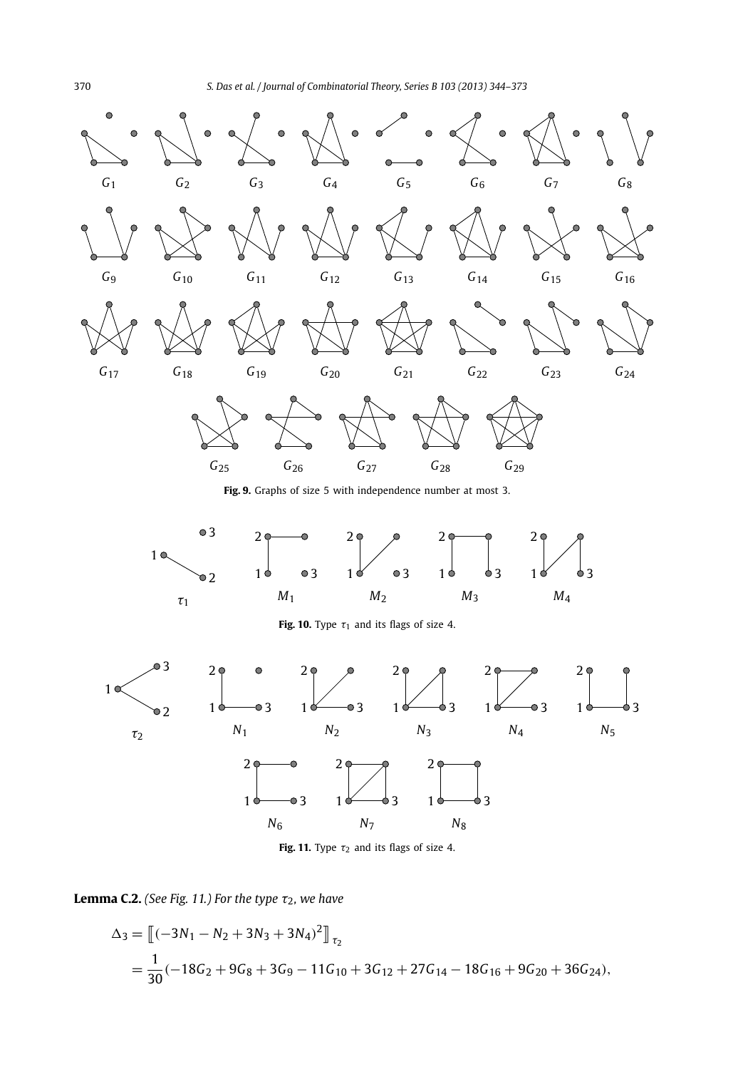**Fig. 9.** Graphs of size 5 with independence number at most 3.

**Fig. 10.** Type $\tau_1$ and its flags of size 4.

**Fig. 11.** Type $\tau_2$ and its flags of size 4.

**Lemma C.2.** *(See Fig. 11.) For the type $\tau_2$, we have*

$$\Delta_3 = \left[\!\left[ (-3N_1 - N_2 + 3N_3 + 3N_4)^2 \right]\!\right]_{\tau_2}$$

$$= \frac{1}{30}(-18G_2 + 9G_8 + 3G_9 - 11G_{10} + 3G_{12} + 27G_{14} - 18G_{16} + 9G_{20} + 36G_{24}),$$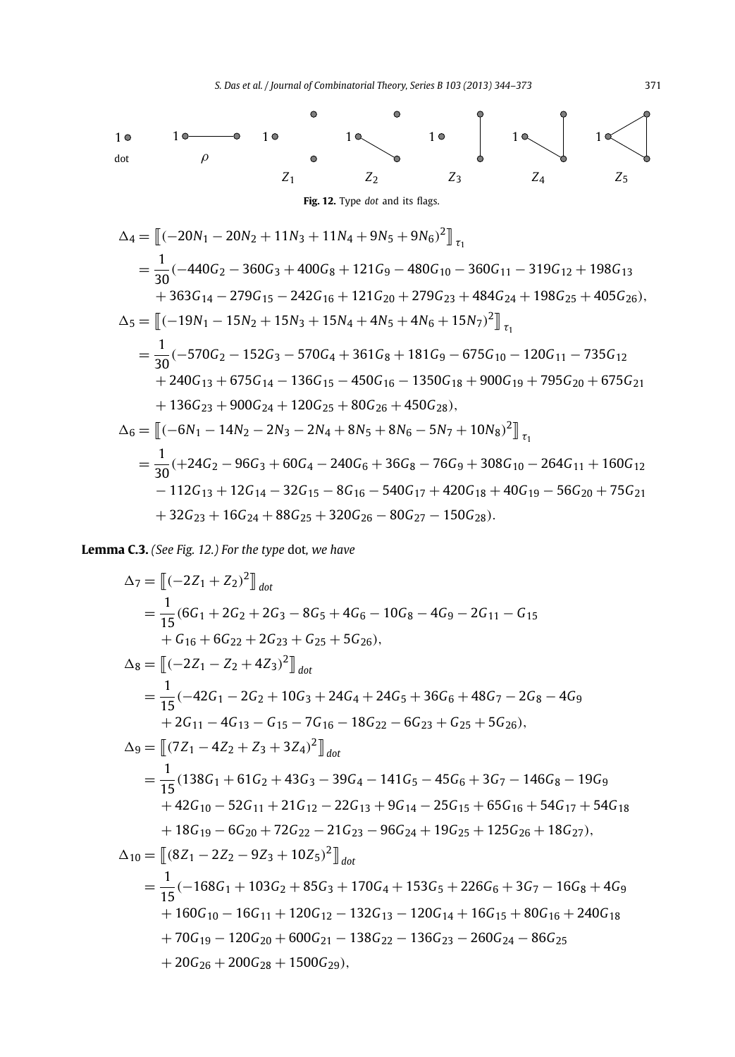**Fig. 12.** Type *dot* and its flags.

$$\Delta_4 = \left[\!\left[(-20N_1 - 20N_2 + 11N_3 + 11N_4 + 9N_5 + 9N_6)^2\right]\!\right]_{\tau_1}$$
$$= \frac{1}{30}(-440G_2 - 360G_3 + 400G_8 + 121G_9 - 480G_{10} - 360G_{11} - 319G_{12} + 198G_{13}$$
$$+ 363G_{14} - 279G_{15} - 242G_{16} + 121G_{20} + 279G_{23} + 484G_{24} + 198G_{25} + 405G_{26}),$$

$$\Delta_5 = \left[\!\left[(-19N_1 - 15N_2 + 15N_3 + 15N_4 + 4N_5 + 4N_6 + 15N_7)^2\right]\!\right]_{\tau_1}$$
$$= \frac{1}{30}(-570G_2 - 152G_3 - 570G_4 + 361G_8 + 181G_9 - 675G_{10} - 120G_{11} - 735G_{12}$$
$$+ 240G_{13} + 675G_{14} - 136G_{15} - 450G_{16} - 1350G_{18} + 900G_{19} + 795G_{20} + 675G_{21}$$
$$+ 136G_{23} + 900G_{24} + 120G_{25} + 80G_{26} + 450G_{28}),$$

$$\Delta_6 = \left[\!\left[(-6N_1 - 14N_2 - 2N_3 - 2N_4 + 8N_5 + 8N_6 - 5N_7 + 10N_8)^2\right]\!\right]_{\tau_1}$$
$$= \frac{1}{30}(+24G_2 - 96G_3 + 60G_4 - 240G_6 + 36G_8 - 76G_9 + 308G_{10} - 264G_{11} + 160G_{12}$$
$$- 112G_{13} + 12G_{14} - 32G_{15} - 8G_{16} - 540G_{17} + 420G_{18} + 40G_{19} - 56G_{20} + 75G_{21}$$
$$+ 32G_{23} + 16G_{24} + 88G_{25} + 320G_{26} - 80G_{27} - 150G_{28}).$$

**Lemma C.3.** *(See Fig. 12.) For the type* dot*, we have*

$$\Delta_7 = \left[\!\left[(-2Z_1 + Z_2)^2\right]\!\right]_{dot}$$
$$= \frac{1}{15}(6G_1 + 2G_2 + 2G_3 - 8G_5 + 4G_6 - 10G_8 - 4G_9 - 2G_{11} - G_{15}$$
$$+ G_{16} + 6G_{22} + 2G_{23} + G_{25} + 5G_{26}),$$

$$\Delta_8 = \left[\!\left[(-2Z_1 - Z_2 + 4Z_3)^2\right]\!\right]_{dot}$$
$$= \frac{1}{15}(-42G_1 - 2G_2 + 10G_3 + 24G_4 + 24G_5 + 36G_6 + 48G_7 - 2G_8 - 4G_9$$
$$+ 2G_{11} - 4G_{13} - G_{15} - 7G_{16} - 18G_{22} - 6G_{23} + G_{25} + 5G_{26}),$$

$$\Delta_9 = \left[\!\left[(7Z_1 - 4Z_2 + Z_3 + 3Z_4)^2\right]\!\right]_{dot}$$
$$= \frac{1}{15}(138G_1 + 61G_2 + 43G_3 - 39G_4 - 141G_5 - 45G_6 + 3G_7 - 146G_8 - 19G_9$$
$$+ 42G_{10} - 52G_{11} + 21G_{12} - 22G_{13} + 9G_{14} - 25G_{15} + 65G_{16} + 54G_{17} + 54G_{18}$$
$$+ 18G_{19} - 6G_{20} + 72G_{22} - 21G_{23} - 96G_{24} + 19G_{25} + 125G_{26} + 18G_{27}),$$

$$\Delta_{10} = \left[\!\left[(8Z_1 - 2Z_2 - 9Z_3 + 10Z_5)^2\right]\!\right]_{dot}$$
$$= \frac{1}{15}(-168G_1 + 103G_2 + 85G_3 + 170G_4 + 153G_5 + 226G_6 + 3G_7 - 16G_8 + 4G_9$$
$$+ 160G_{10} - 16G_{11} + 120G_{12} - 132G_{13} - 120G_{14} + 16G_{15} + 80G_{16} + 240G_{18}$$
$$+ 70G_{19} - 120G_{20} + 600G_{21} - 138G_{22} - 136G_{23} - 260G_{24} - 86G_{25}$$
$$+ 20G_{26} + 200G_{28} + 1500G_{29}),$$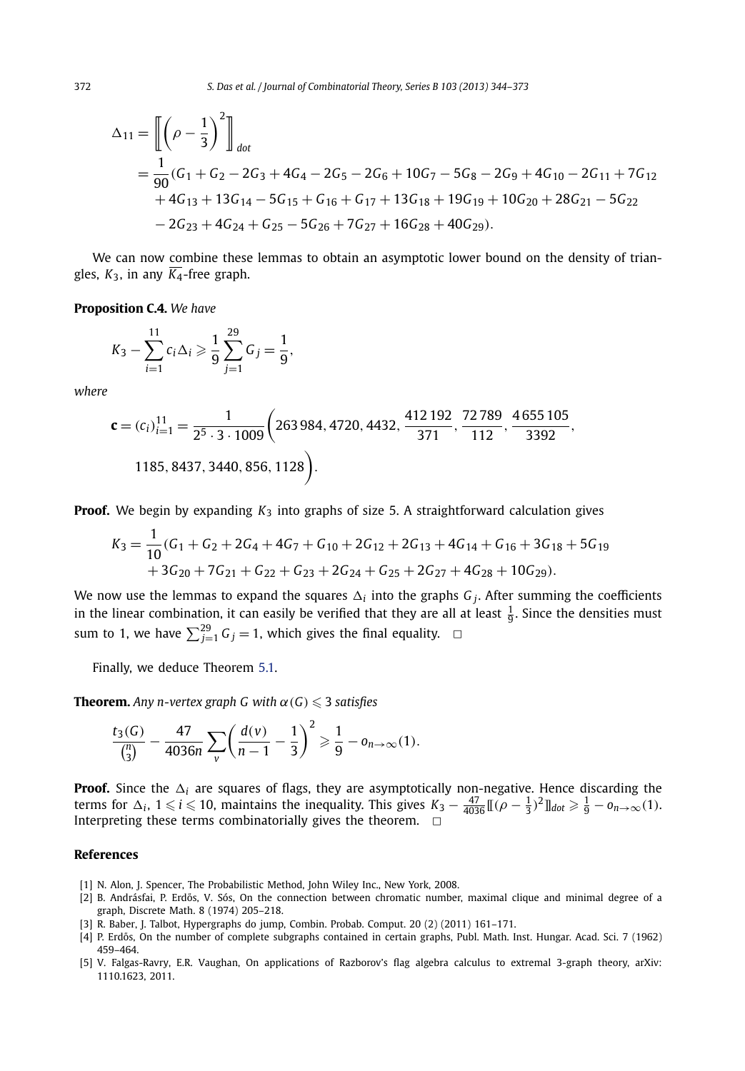$$
\begin{aligned}
\Delta_{11} &= \left[\!\!\left[ \left(\rho - \frac{1}{3}\right)^2 \right]\!\!\right]_{dot} \\
&= \frac{1}{90}(G_1 + G_2 - 2G_3 + 4G_4 - 2G_5 - 2G_6 + 10G_7 - 5G_8 - 2G_9 + 4G_{10} - 2G_{11} + 7G_{12} \\
&\quad + 4G_{13} + 13G_{14} - 5G_{15} + G_{16} + G_{17} + 13G_{18} + 19G_{19} + 10G_{20} + 28G_{21} - 5G_{22} \\
&\quad - 2G_{23} + 4G_{24} + G_{25} - 5G_{26} + 7G_{27} + 16G_{28} + 40G_{29}).
\end{aligned}
$$

We can now combine these lemmas to obtain an asymptotic lower bound on the density of triangles, $K_3$, in any $\overline{K_4}$-free graph.

**Proposition C.4.** *We have*

$$
K_3 - \sum_{i=1}^{11} c_i \Delta_i \geqslant \frac{1}{9} \sum_{j=1}^{29} G_j = \frac{1}{9},
$$

*where*

$$
\mathbf{c} = (c_i)_{i=1}^{11} = \frac{1}{2^5 \cdot 3 \cdot 1009}\left(263\,984, 4720, 4432, \frac{412\,192}{371}, \frac{72\,789}{112}, \frac{4\,655\,105}{3392}, 1185, 8437, 3440, 856, 1128\right).
$$

**Proof.** We begin by expanding $K_3$ into graphs of size 5. A straightforward calculation gives

$$
\begin{aligned}
K_3 = \frac{1}{10}(&G_1 + G_2 + 2G_4 + 4G_7 + G_{10} + 2G_{12} + 2G_{13} + 4G_{14} + G_{16} + 3G_{18} + 5G_{19} \\
&+ 3G_{20} + 7G_{21} + G_{22} + G_{23} + 2G_{24} + G_{25} + 2G_{27} + 4G_{28} + 10G_{29}).
\end{aligned}
$$

We now use the lemmas to expand the squares $\Delta_i$ into the graphs $G_j$. After summing the coefficients in the linear combination, it can easily be verified that they are all at least $\frac{1}{9}$. Since the densities must sum to 1, we have $\sum_{j=1}^{29} G_j = 1$, which gives the final equality. $\square$

Finally, we deduce Theorem 5.1.

**Theorem.** *Any n-vertex graph G with $\alpha(G) \leqslant 3$ satisfies*

$$
\frac{t_3(G)}{\binom{n}{3}} - \frac{47}{4036n} \sum_v \left(\frac{d(v)}{n-1} - \frac{1}{3}\right)^2 \geqslant \frac{1}{9} - o_{n \to \infty}(1).
$$

**Proof.** Since the $\Delta_i$ are squares of flags, they are asymptotically non-negative. Hence discarding the terms for $\Delta_i$, $1 \leqslant i \leqslant 10$, maintains the inequality. This gives $K_3 - \frac{47}{4036}[\![(\rho - \frac{1}{3})^2]\!]_{dot} \geqslant \frac{1}{9} - o_{n \to \infty}(1)$. Interpreting these terms combinatorially gives the theorem. $\square$

## References

[1] N. Alon, J. Spencer, The Probabilistic Method, John Wiley Inc., New York, 2008.

[2] B. Andrásfai, P. Erdős, V. Sós, On the connection between chromatic number, maximal clique and minimal degree of a graph, Discrete Math. 8 (1974) 205–218.

[3] R. Baber, J. Talbot, Hypergraphs do jump, Combin. Probab. Comput. 20 (2) (2011) 161–171.

[4] P. Erdős, On the number of complete subgraphs contained in certain graphs, Publ. Math. Inst. Hungar. Acad. Sci. 7 (1962) 459–464.

[5] V. Falgas-Ravry, E.R. Vaughan, On applications of Razborov's flag algebra calculus to extremal 3-graph theory, arXiv: 1110.1623, 2011.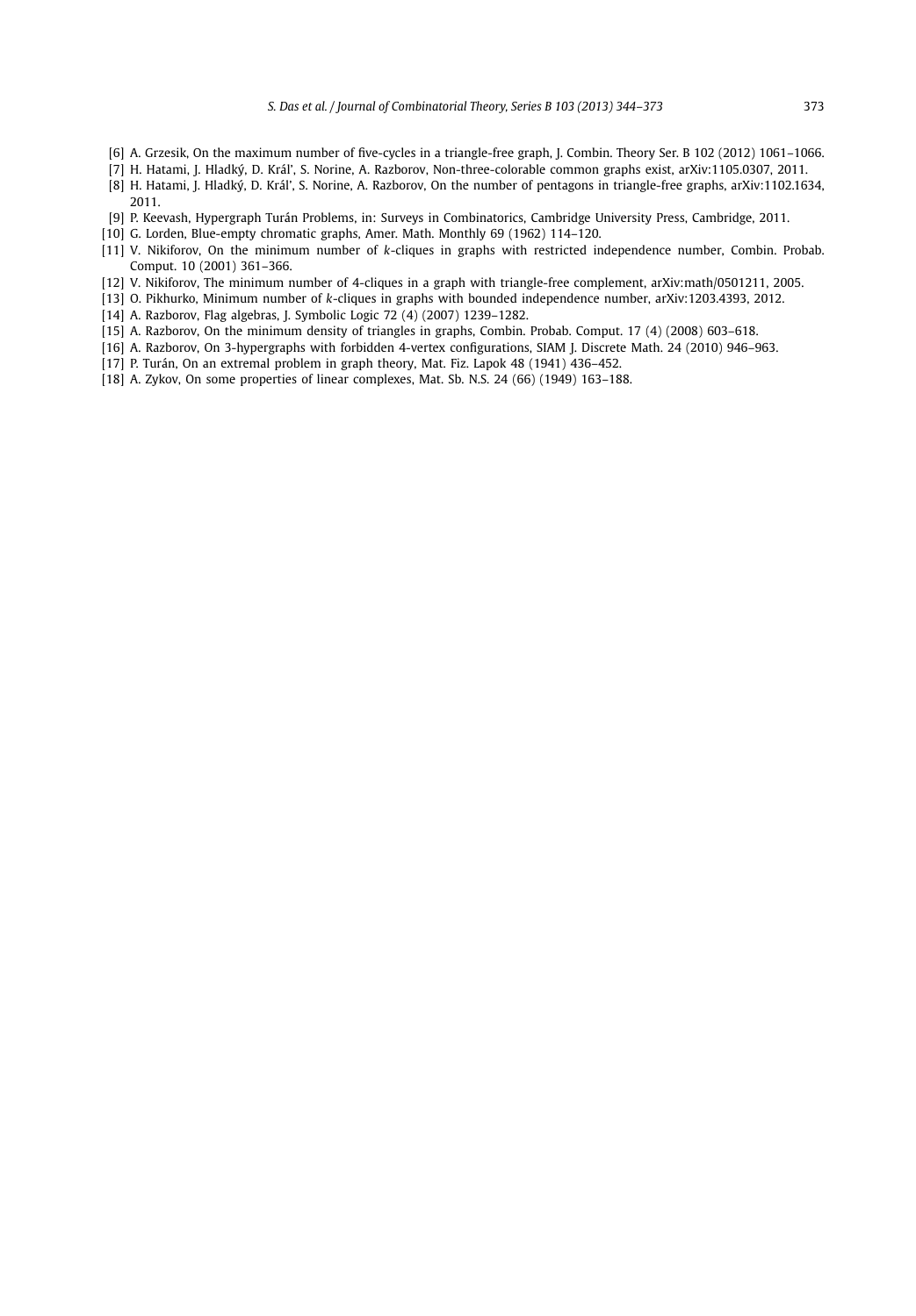[6] A. Grzesik, On the maximum number of five-cycles in a triangle-free graph, J. Combin. Theory Ser. B 102 (2012) 1061–1066.

[7] H. Hatami, J. Hladký, D. Král', S. Norine, A. Razborov, Non-three-colorable common graphs exist, arXiv:1105.0307, 2011.

[8] H. Hatami, J. Hladký, D. Král', S. Norine, A. Razborov, On the number of pentagons in triangle-free graphs, arXiv:1102.1634, 2011.

[9] P. Keevash, Hypergraph Turán Problems, in: Surveys in Combinatorics, Cambridge University Press, Cambridge, 2011.

[10] G. Lorden, Blue-empty chromatic graphs, Amer. Math. Monthly 69 (1962) 114–120.

[11] V. Nikiforov, On the minimum number of $k$-cliques in graphs with restricted independence number, Combin. Probab. Comput. 10 (2001) 361–366.

[12] V. Nikiforov, The minimum number of 4-cliques in a graph with triangle-free complement, arXiv:math/0501211, 2005.

[13] O. Pikhurko, Minimum number of $k$-cliques in graphs with bounded independence number, arXiv:1203.4393, 2012.

[14] A. Razborov, Flag algebras, J. Symbolic Logic 72 (4) (2007) 1239–1282.

[15] A. Razborov, On the minimum density of triangles in graphs, Combin. Probab. Comput. 17 (4) (2008) 603–618.

[16] A. Razborov, On 3-hypergraphs with forbidden 4-vertex configurations, SIAM J. Discrete Math. 24 (2010) 946–963.

[17] P. Turán, On an extremal problem in graph theory, Mat. Fiz. Lapok 48 (1941) 436–452.

[18] A. Zykov, On some properties of linear complexes, Mat. Sb. N.S. 24 (66) (1949) 163–188.